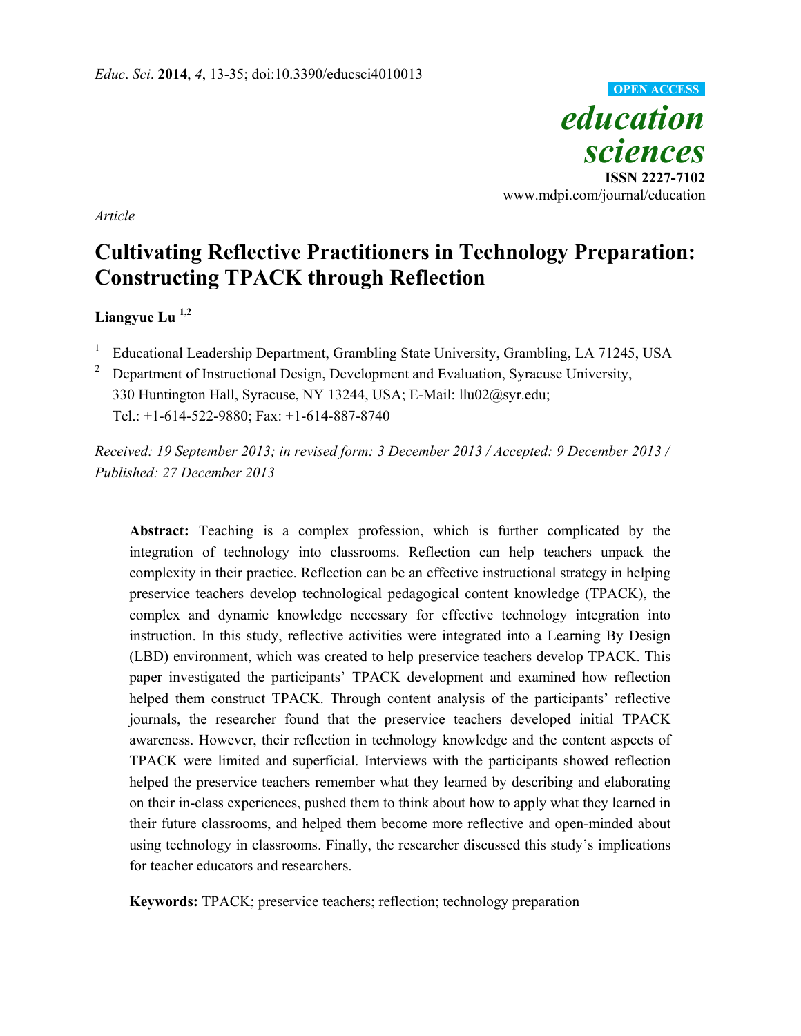*Article*

# Cultivating Reflective Practitioners in Technology Preparation: Constructing TPACK through Reflection

**Liangyue Lu [1,2]**

[1] Educational Leadership Department, Grambling State University, Grambling, LA 71245, USA

[2] Department of Instructional Design, Development and Evaluation, Syracuse University, 330 Huntington Hall, Syracuse, NY 13244, USA; E-Mail: llu02@syr.edu; Tel.: +1-614-522-9880; Fax: +1-614-887-8740

*Received: 19 September 2013; in revised form: 3 December 2013 / Accepted: 9 December 2013 / Published: 27 December 2013*

---

**Abstract:** Teaching is a complex profession, which is further complicated by the integration of technology into classrooms. Reflection can help teachers unpack the complexity in their practice. Reflection can be an effective instructional strategy in helping preservice teachers develop technological pedagogical content knowledge (TPACK), the complex and dynamic knowledge necessary for effective technology integration into instruction. In this study, reflective activities were integrated into a Learning By Design (LBD) environment, which was created to help preservice teachers develop TPACK. This paper investigated the participants' TPACK development and examined how reflection helped them construct TPACK. Through content analysis of the participants' reflective journals, the researcher found that the preservice teachers developed initial TPACK awareness. However, their reflection in technology knowledge and the content aspects of TPACK were limited and superficial. Interviews with the participants showed reflection helped the preservice teachers remember what they learned by describing and elaborating on their in-class experiences, pushed them to think about how to apply what they learned in their future classrooms, and helped them become more reflective and open-minded about using technology in classrooms. Finally, the researcher discussed this study's implications for teacher educators and researchers.

**Keywords:** TPACK; preservice teachers; reflection; technology preparation

---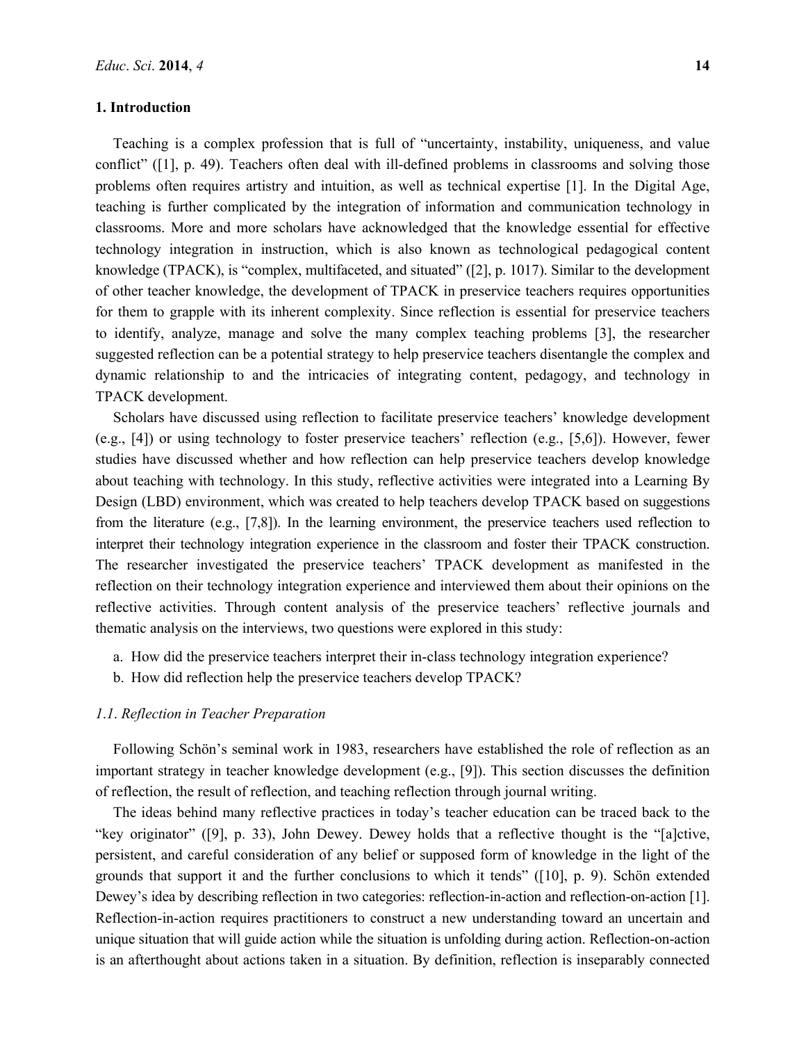## 1. Introduction

Teaching is a complex profession that is full of "uncertainty, instability, uniqueness, and value conflict" ([1], p. 49). Teachers often deal with ill-defined problems in classrooms and solving those problems often requires artistry and intuition, as well as technical expertise [1]. In the Digital Age, teaching is further complicated by the integration of information and communication technology in classrooms. More and more scholars have acknowledged that the knowledge essential for effective technology integration in instruction, which is also known as technological pedagogical content knowledge (TPACK), is "complex, multifaceted, and situated" ([2], p. 1017). Similar to the development of other teacher knowledge, the development of TPACK in preservice teachers requires opportunities for them to grapple with its inherent complexity. Since reflection is essential for preservice teachers to identify, analyze, manage and solve the many complex teaching problems [3], the researcher suggested reflection can be a potential strategy to help preservice teachers disentangle the complex and dynamic relationship to and the intricacies of integrating content, pedagogy, and technology in TPACK development.

Scholars have discussed using reflection to facilitate preservice teachers' knowledge development (e.g., [4]) or using technology to foster preservice teachers' reflection (e.g., [5,6]). However, fewer studies have discussed whether and how reflection can help preservice teachers develop knowledge about teaching with technology. In this study, reflective activities were integrated into a Learning By Design (LBD) environment, which was created to help teachers develop TPACK based on suggestions from the literature (e.g., [7,8]). In the learning environment, the preservice teachers used reflection to interpret their technology integration experience in the classroom and foster their TPACK construction. The researcher investigated the preservice teachers' TPACK development as manifested in the reflection on their technology integration experience and interviewed them about their opinions on the reflective activities. Through content analysis of the preservice teachers' reflective journals and thematic analysis on the interviews, two questions were explored in this study:

a. How did the preservice teachers interpret their in-class technology integration experience?
b. How did reflection help the preservice teachers develop TPACK?

### *1.1. Reflection in Teacher Preparation*

Following Schön's seminal work in 1983, researchers have established the role of reflection as an important strategy in teacher knowledge development (e.g., [9]). This section discusses the definition of reflection, the result of reflection, and teaching reflection through journal writing.

The ideas behind many reflective practices in today's teacher education can be traced back to the "key originator" ([9], p. 33), John Dewey. Dewey holds that a reflective thought is the "[a]ctive, persistent, and careful consideration of any belief or supposed form of knowledge in the light of the grounds that support it and the further conclusions to which it tends" ([10], p. 9). Schön extended Dewey's idea by describing reflection in two categories: reflection-in-action and reflection-on-action [1]. Reflection-in-action requires practitioners to construct a new understanding toward an uncertain and unique situation that will guide action while the situation is unfolding during action. Reflection-on-action is an afterthought about actions taken in a situation. By definition, reflection is inseparably connected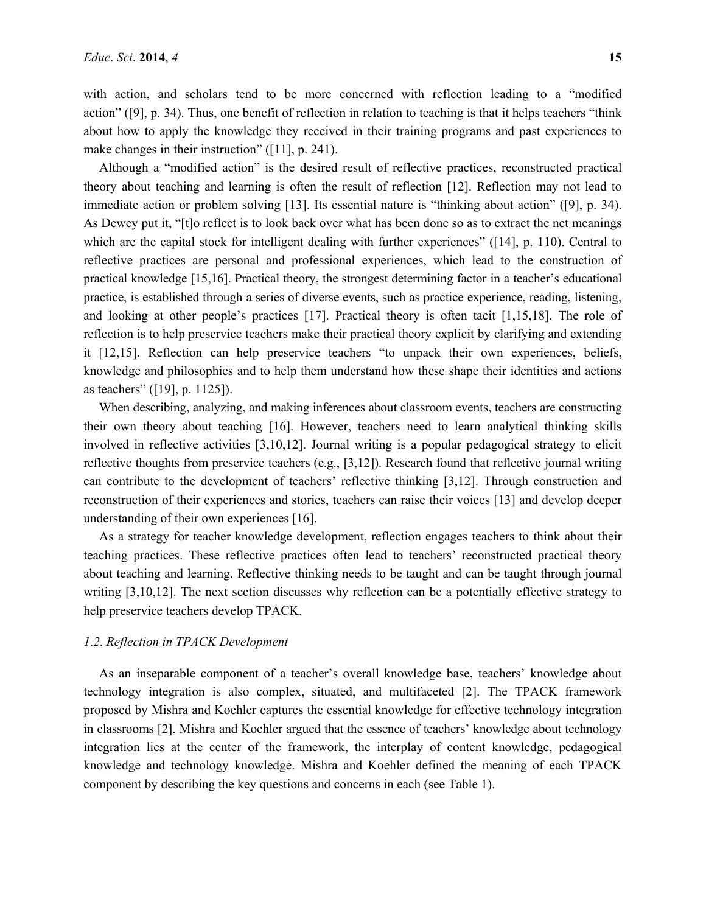with action, and scholars tend to be more concerned with reflection leading to a "modified action" ([9], p. 34). Thus, one benefit of reflection in relation to teaching is that it helps teachers "think about how to apply the knowledge they received in their training programs and past experiences to make changes in their instruction" ([11], p. 241).

Although a "modified action" is the desired result of reflective practices, reconstructed practical theory about teaching and learning is often the result of reflection [12]. Reflection may not lead to immediate action or problem solving [13]. Its essential nature is "thinking about action" ([9], p. 34). As Dewey put it, "[t]o reflect is to look back over what has been done so as to extract the net meanings which are the capital stock for intelligent dealing with further experiences" ([14], p. 110). Central to reflective practices are personal and professional experiences, which lead to the construction of practical knowledge [15,16]. Practical theory, the strongest determining factor in a teacher's educational practice, is established through a series of diverse events, such as practice experience, reading, listening, and looking at other people's practices [17]. Practical theory is often tacit [1,15,18]. The role of reflection is to help preservice teachers make their practical theory explicit by clarifying and extending it [12,15]. Reflection can help preservice teachers "to unpack their own experiences, beliefs, knowledge and philosophies and to help them understand how these shape their identities and actions as teachers" ([19], p. 1125]).

When describing, analyzing, and making inferences about classroom events, teachers are constructing their own theory about teaching [16]. However, teachers need to learn analytical thinking skills involved in reflective activities [3,10,12]. Journal writing is a popular pedagogical strategy to elicit reflective thoughts from preservice teachers (e.g., [3,12]). Research found that reflective journal writing can contribute to the development of teachers' reflective thinking [3,12]. Through construction and reconstruction of their experiences and stories, teachers can raise their voices [13] and develop deeper understanding of their own experiences [16].

As a strategy for teacher knowledge development, reflection engages teachers to think about their teaching practices. These reflective practices often lead to teachers' reconstructed practical theory about teaching and learning. Reflective thinking needs to be taught and can be taught through journal writing [3,10,12]. The next section discusses why reflection can be a potentially effective strategy to help preservice teachers develop TPACK.

### *1.2. Reflection in TPACK Development*

As an inseparable component of a teacher's overall knowledge base, teachers' knowledge about technology integration is also complex, situated, and multifaceted [2]. The TPACK framework proposed by Mishra and Koehler captures the essential knowledge for effective technology integration in classrooms [2]. Mishra and Koehler argued that the essence of teachers' knowledge about technology integration lies at the center of the framework, the interplay of content knowledge, pedagogical knowledge and technology knowledge. Mishra and Koehler defined the meaning of each TPACK component by describing the key questions and concerns in each (see Table 1).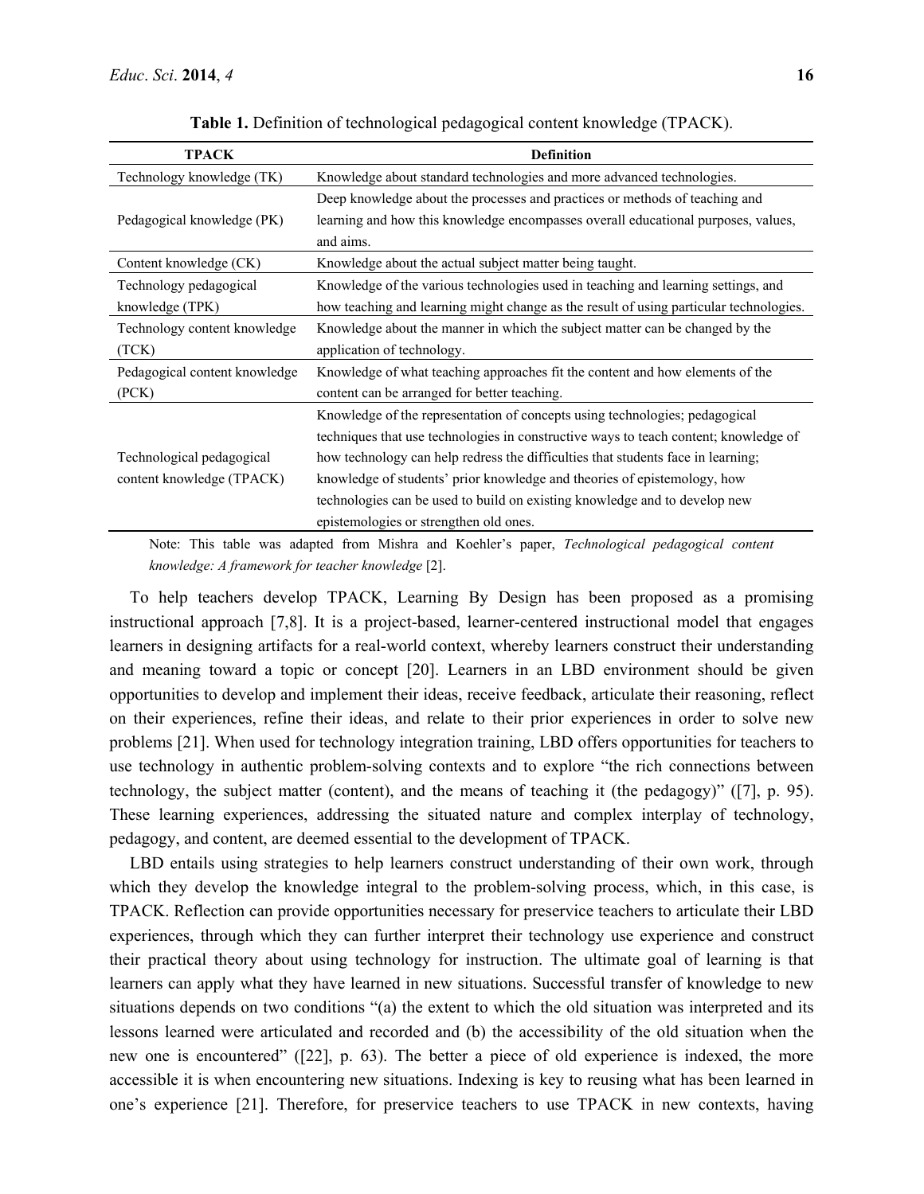**Table 1.** Definition of technological pedagogical content knowledge (TPACK).

| TPACK | Definition |
| --- | --- |
| Technology knowledge (TK) | Knowledge about standard technologies and more advanced technologies. |
| Pedagogical knowledge (PK) | Deep knowledge about the processes and practices or methods of teaching and learning and how this knowledge encompasses overall educational purposes, values, and aims. |
| Content knowledge (CK) | Knowledge about the actual subject matter being taught. |
| Technology pedagogical knowledge (TPK) | Knowledge of the various technologies used in teaching and learning settings, and how teaching and learning might change as the result of using particular technologies. |
| Technology content knowledge (TCK) | Knowledge about the manner in which the subject matter can be changed by the application of technology. |
| Pedagogical content knowledge (PCK) | Knowledge of what teaching approaches fit the content and how elements of the content can be arranged for better teaching. |
| Technological pedagogical content knowledge (TPACK) | Knowledge of the representation of concepts using technologies; pedagogical techniques that use technologies in constructive ways to teach content; knowledge of how technology can help redress the difficulties that students face in learning; knowledge of students' prior knowledge and theories of epistemology, how technologies can be used to build on existing knowledge and to develop new epistemologies or strengthen old ones. |

Note: This table was adapted from Mishra and Koehler's paper, *Technological pedagogical content knowledge: A framework for teacher knowledge* [2].

To help teachers develop TPACK, Learning By Design has been proposed as a promising instructional approach [7,8]. It is a project-based, learner-centered instructional model that engages learners in designing artifacts for a real-world context, whereby learners construct their understanding and meaning toward a topic or concept [20]. Learners in an LBD environment should be given opportunities to develop and implement their ideas, receive feedback, articulate their reasoning, reflect on their experiences, refine their ideas, and relate to their prior experiences in order to solve new problems [21]. When used for technology integration training, LBD offers opportunities for teachers to use technology in authentic problem-solving contexts and to explore "the rich connections between technology, the subject matter (content), and the means of teaching it (the pedagogy)" ([7], p. 95). These learning experiences, addressing the situated nature and complex interplay of technology, pedagogy, and content, are deemed essential to the development of TPACK.

LBD entails using strategies to help learners construct understanding of their own work, through which they develop the knowledge integral to the problem-solving process, which, in this case, is TPACK. Reflection can provide opportunities necessary for preservice teachers to articulate their LBD experiences, through which they can further interpret their technology use experience and construct their practical theory about using technology for instruction. The ultimate goal of learning is that learners can apply what they have learned in new situations. Successful transfer of knowledge to new situations depends on two conditions "(a) the extent to which the old situation was interpreted and its lessons learned were articulated and recorded and (b) the accessibility of the old situation when the new one is encountered" ([22], p. 63). The better a piece of old experience is indexed, the more accessible it is when encountering new situations. Indexing is key to reusing what has been learned in one's experience [21]. Therefore, for preservice teachers to use TPACK in new contexts, having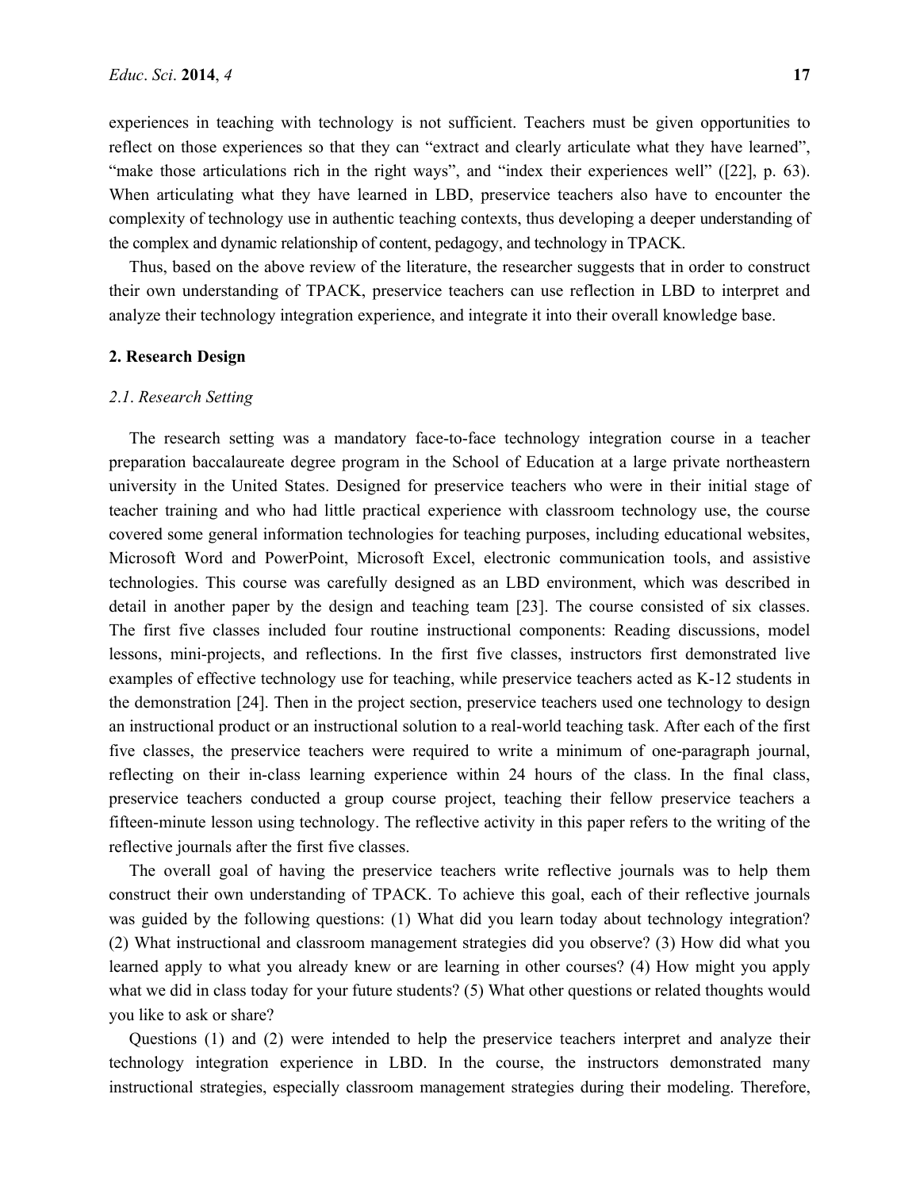experiences in teaching with technology is not sufficient. Teachers must be given opportunities to reflect on those experiences so that they can "extract and clearly articulate what they have learned", "make those articulations rich in the right ways", and "index their experiences well" ([22], p. 63). When articulating what they have learned in LBD, preservice teachers also have to encounter the complexity of technology use in authentic teaching contexts, thus developing a deeper understanding of the complex and dynamic relationship of content, pedagogy, and technology in TPACK.

Thus, based on the above review of the literature, the researcher suggests that in order to construct their own understanding of TPACK, preservice teachers can use reflection in LBD to interpret and analyze their technology integration experience, and integrate it into their overall knowledge base.

## 2. Research Design

### *2.1. Research Setting*

The research setting was a mandatory face-to-face technology integration course in a teacher preparation baccalaureate degree program in the School of Education at a large private northeastern university in the United States. Designed for preservice teachers who were in their initial stage of teacher training and who had little practical experience with classroom technology use, the course covered some general information technologies for teaching purposes, including educational websites, Microsoft Word and PowerPoint, Microsoft Excel, electronic communication tools, and assistive technologies. This course was carefully designed as an LBD environment, which was described in detail in another paper by the design and teaching team [23]. The course consisted of six classes. The first five classes included four routine instructional components: Reading discussions, model lessons, mini-projects, and reflections. In the first five classes, instructors first demonstrated live examples of effective technology use for teaching, while preservice teachers acted as K-12 students in the demonstration [24]. Then in the project section, preservice teachers used one technology to design an instructional product or an instructional solution to a real-world teaching task. After each of the first five classes, the preservice teachers were required to write a minimum of one-paragraph journal, reflecting on their in-class learning experience within 24 hours of the class. In the final class, preservice teachers conducted a group course project, teaching their fellow preservice teachers a fifteen-minute lesson using technology. The reflective activity in this paper refers to the writing of the reflective journals after the first five classes.

The overall goal of having the preservice teachers write reflective journals was to help them construct their own understanding of TPACK. To achieve this goal, each of their reflective journals was guided by the following questions: (1) What did you learn today about technology integration? (2) What instructional and classroom management strategies did you observe? (3) How did what you learned apply to what you already knew or are learning in other courses? (4) How might you apply what we did in class today for your future students? (5) What other questions or related thoughts would you like to ask or share?

Questions (1) and (2) were intended to help the preservice teachers interpret and analyze their technology integration experience in LBD. In the course, the instructors demonstrated many instructional strategies, especially classroom management strategies during their modeling. Therefore,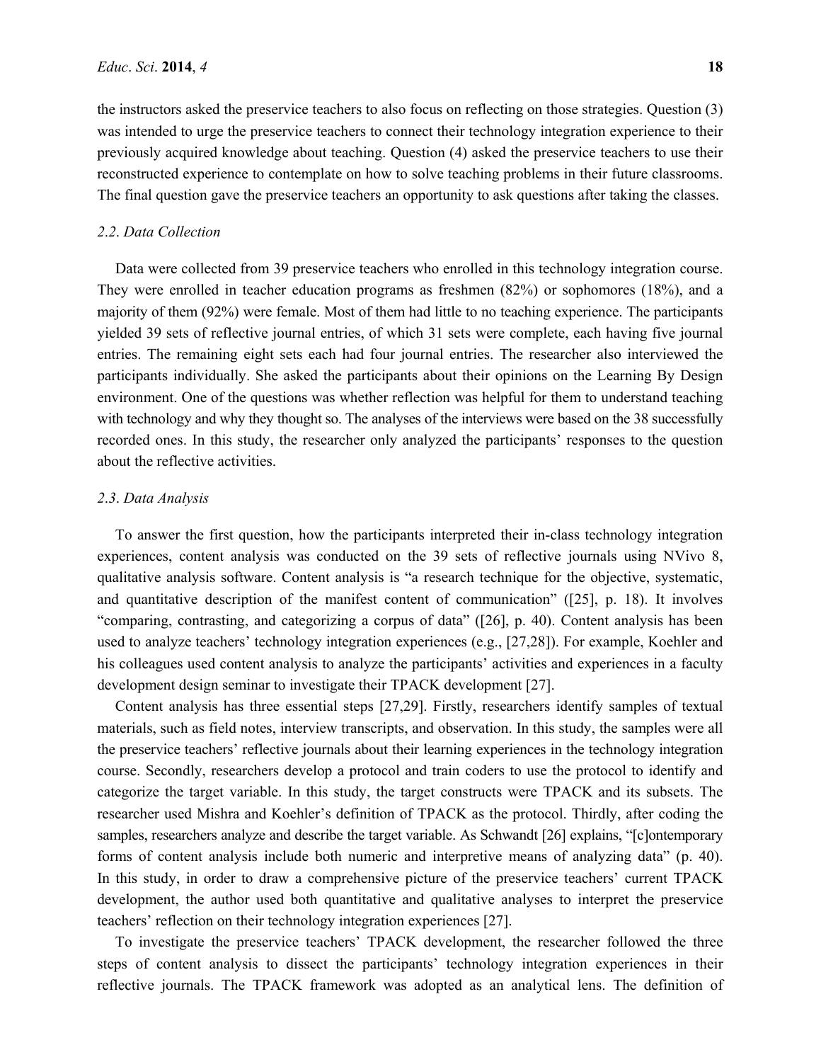the instructors asked the preservice teachers to also focus on reflecting on those strategies. Question (3) was intended to urge the preservice teachers to connect their technology integration experience to their previously acquired knowledge about teaching. Question (4) asked the preservice teachers to use their reconstructed experience to contemplate on how to solve teaching problems in their future classrooms. The final question gave the preservice teachers an opportunity to ask questions after taking the classes.

### *2.2. Data Collection*

Data were collected from 39 preservice teachers who enrolled in this technology integration course. They were enrolled in teacher education programs as freshmen (82%) or sophomores (18%), and a majority of them (92%) were female. Most of them had little to no teaching experience. The participants yielded 39 sets of reflective journal entries, of which 31 sets were complete, each having five journal entries. The remaining eight sets each had four journal entries. The researcher also interviewed the participants individually. She asked the participants about their opinions on the Learning By Design environment. One of the questions was whether reflection was helpful for them to understand teaching with technology and why they thought so. The analyses of the interviews were based on the 38 successfully recorded ones. In this study, the researcher only analyzed the participants' responses to the question about the reflective activities.

### *2.3. Data Analysis*

To answer the first question, how the participants interpreted their in-class technology integration experiences, content analysis was conducted on the 39 sets of reflective journals using NVivo 8, qualitative analysis software. Content analysis is "a research technique for the objective, systematic, and quantitative description of the manifest content of communication" ([25], p. 18). It involves "comparing, contrasting, and categorizing a corpus of data" ([26], p. 40). Content analysis has been used to analyze teachers' technology integration experiences (e.g., [27,28]). For example, Koehler and his colleagues used content analysis to analyze the participants' activities and experiences in a faculty development design seminar to investigate their TPACK development [27].

Content analysis has three essential steps [27,29]. Firstly, researchers identify samples of textual materials, such as field notes, interview transcripts, and observation. In this study, the samples were all the preservice teachers' reflective journals about their learning experiences in the technology integration course. Secondly, researchers develop a protocol and train coders to use the protocol to identify and categorize the target variable. In this study, the target constructs were TPACK and its subsets. The researcher used Mishra and Koehler's definition of TPACK as the protocol. Thirdly, after coding the samples, researchers analyze and describe the target variable. As Schwandt [26] explains, "[c]ontemporary forms of content analysis include both numeric and interpretive means of analyzing data" (p. 40). In this study, in order to draw a comprehensive picture of the preservice teachers' current TPACK development, the author used both quantitative and qualitative analyses to interpret the preservice teachers' reflection on their technology integration experiences [27].

To investigate the preservice teachers' TPACK development, the researcher followed the three steps of content analysis to dissect the participants' technology integration experiences in their reflective journals. The TPACK framework was adopted as an analytical lens. The definition of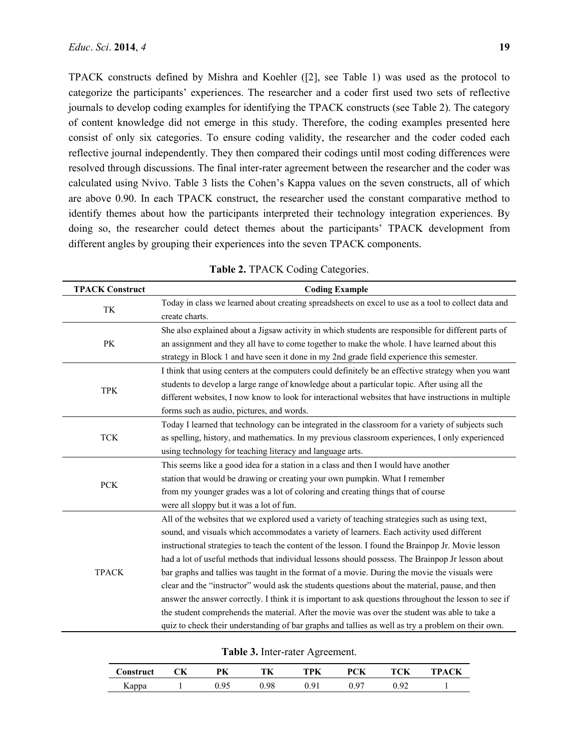TPACK constructs defined by Mishra and Koehler ([2], see Table 1) was used as the protocol to categorize the participants' experiences. The researcher and a coder first used two sets of reflective journals to develop coding examples for identifying the TPACK constructs (see Table 2). The category of content knowledge did not emerge in this study. Therefore, the coding examples presented here consist of only six categories. To ensure coding validity, the researcher and the coder coded each reflective journal independently. They then compared their codings until most coding differences were resolved through discussions. The final inter-rater agreement between the researcher and the coder was calculated using Nvivo. Table 3 lists the Cohen's Kappa values on the seven constructs, all of which are above 0.90. In each TPACK construct, the researcher used the constant comparative method to identify themes about how the participants interpreted their technology integration experiences. By doing so, the researcher could detect themes about the participants' TPACK development from different angles by grouping their experiences into the seven TPACK components.

**Table 2.** TPACK Coding Categories.

| TPACK Construct | Coding Example |
|---|---|
| TK | Today in class we learned about creating spreadsheets on excel to use as a tool to collect data and create charts. |
| PK | She also explained about a Jigsaw activity in which students are responsible for different parts of an assignment and they all have to come together to make the whole. I have learned about this strategy in Block 1 and have seen it done in my 2nd grade field experience this semester. |
| TPK | I think that using centers at the computers could definitely be an effective strategy when you want students to develop a large range of knowledge about a particular topic. After using all the different websites, I now know to look for interactional websites that have instructions in multiple forms such as audio, pictures, and words. |
| TCK | Today I learned that technology can be integrated in the classroom for a variety of subjects such as spelling, history, and mathematics. In my previous classroom experiences, I only experienced using technology for teaching literacy and language arts. |
| PCK | This seems like a good idea for a station in a class and then I would have another station that would be drawing or creating your own pumpkin. What I remember from my younger grades was a lot of coloring and creating things that of course were all sloppy but it was a lot of fun. |
| TPACK | All of the websites that we explored used a variety of teaching strategies such as using text, sound, and visuals which accommodates a variety of learners. Each activity used different instructional strategies to teach the content of the lesson. I found the Brainpop Jr. Movie lesson had a lot of useful methods that individual lessons should possess. The Brainpop Jr lesson about bar graphs and tallies was taught in the format of a movie. During the movie the visuals were clear and the "instructor" would ask the students questions about the material, pause, and then answer the answer correctly. I think it is important to ask questions throughout the lesson to see if the student comprehends the material. After the movie was over the student was able to take a quiz to check their understanding of bar graphs and tallies as well as try a problem on their own. |

**Table 3.** Inter-rater Agreement.

| Construct | CK | PK | TK | TPK | PCK | TCK | TPACK |
|---|---|---|---|---|---|---|---|
| Kappa | 1 | 0.95 | 0.98 | 0.91 | 0.97 | 0.92 | 1 |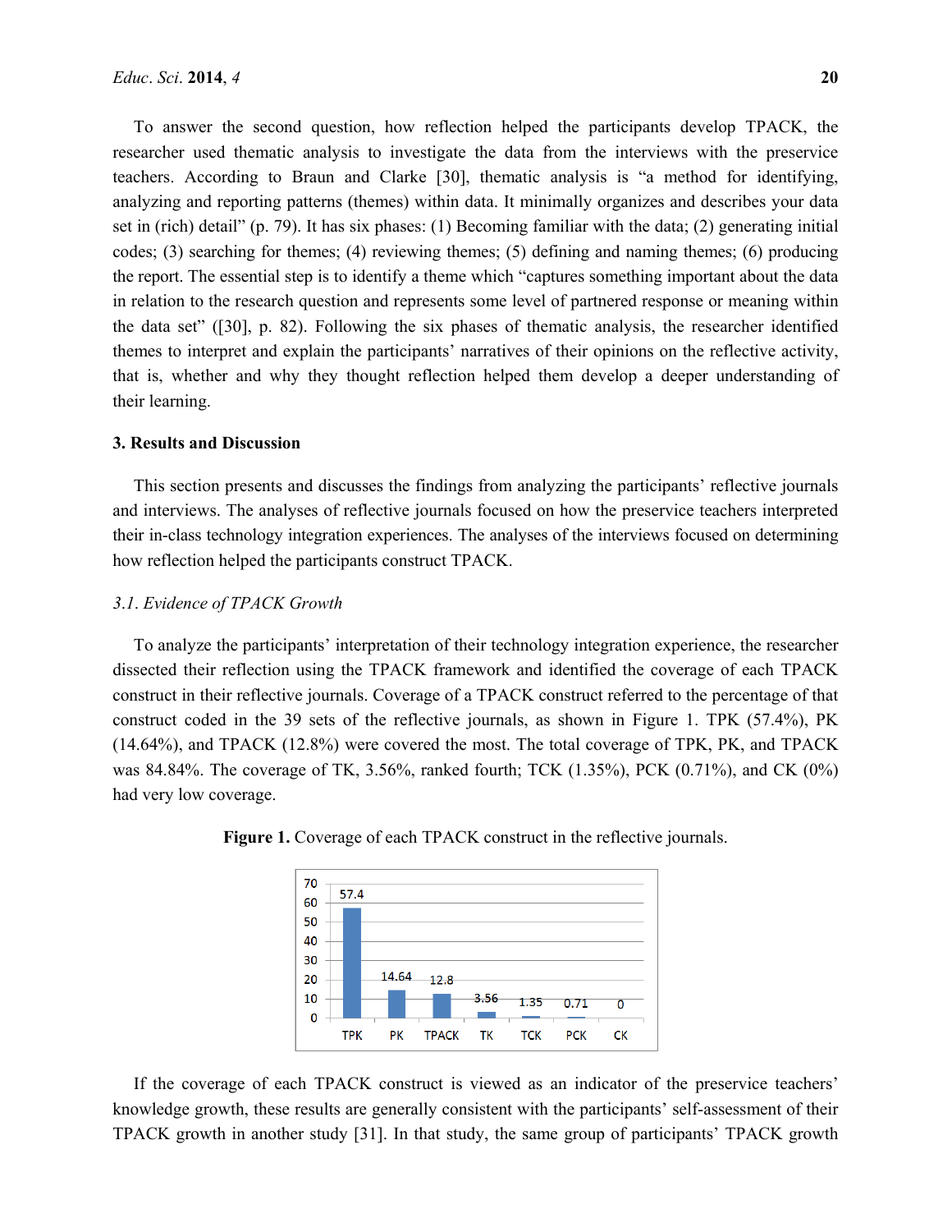To answer the second question, how reflection helped the participants develop TPACK, the researcher used thematic analysis to investigate the data from the interviews with the preservice teachers. According to Braun and Clarke [30], thematic analysis is "a method for identifying, analyzing and reporting patterns (themes) within data. It minimally organizes and describes your data set in (rich) detail" (p. 79). It has six phases: (1) Becoming familiar with the data; (2) generating initial codes; (3) searching for themes; (4) reviewing themes; (5) defining and naming themes; (6) producing the report. The essential step is to identify a theme which "captures something important about the data in relation to the research question and represents some level of partnered response or meaning within the data set" ([30], p. 82). Following the six phases of thematic analysis, the researcher identified themes to interpret and explain the participants' narratives of their opinions on the reflective activity, that is, whether and why they thought reflection helped them develop a deeper understanding of their learning.

## 3. Results and Discussion

This section presents and discusses the findings from analyzing the participants' reflective journals and interviews. The analyses of reflective journals focused on how the preservice teachers interpreted their in-class technology integration experiences. The analyses of the interviews focused on determining how reflection helped the participants construct TPACK.

### *3.1. Evidence of TPACK Growth*

To analyze the participants' interpretation of their technology integration experience, the researcher dissected their reflection using the TPACK framework and identified the coverage of each TPACK construct in their reflective journals. Coverage of a TPACK construct referred to the percentage of that construct coded in the 39 sets of the reflective journals, as shown in Figure 1. TPK (57.4%), PK (14.64%), and TPACK (12.8%) were covered the most. The total coverage of TPK, PK, and TPACK was 84.84%. The coverage of TK, 3.56%, ranked fourth; TCK (1.35%), PCK (0.71%), and CK (0%) had very low coverage.

**Figure 1.** Coverage of each TPACK construct in the reflective journals.

| TPK | PK | TPACK | TK | TCK | PCK | CK |
|---|---|---|---|---|---|---|
| 57.4 | 14.64 | 12.8 | 3.56 | 1.35 | 0.71 | 0 |

If the coverage of each TPACK construct is viewed as an indicator of the preservice teachers' knowledge growth, these results are generally consistent with the participants' self-assessment of their TPACK growth in another study [31]. In that study, the same group of participants' TPACK growth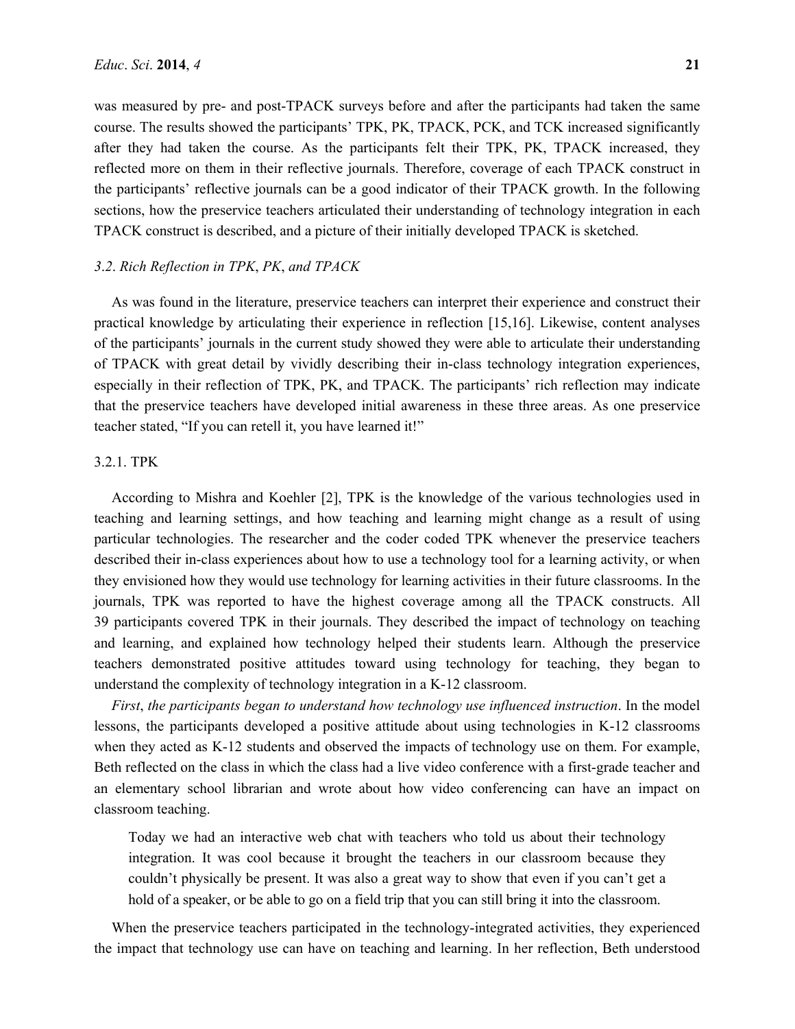was measured by pre- and post-TPACK surveys before and after the participants had taken the same course. The results showed the participants' TPK, PK, TPACK, PCK, and TCK increased significantly after they had taken the course. As the participants felt their TPK, PK, TPACK increased, they reflected more on them in their reflective journals. Therefore, coverage of each TPACK construct in the participants' reflective journals can be a good indicator of their TPACK growth. In the following sections, how the preservice teachers articulated their understanding of technology integration in each TPACK construct is described, and a picture of their initially developed TPACK is sketched.

### *3.2. Rich Reflection in TPK, PK, and TPACK*

As was found in the literature, preservice teachers can interpret their experience and construct their practical knowledge by articulating their experience in reflection [15,16]. Likewise, content analyses of the participants' journals in the current study showed they were able to articulate their understanding of TPACK with great detail by vividly describing their in-class technology integration experiences, especially in their reflection of TPK, PK, and TPACK. The participants' rich reflection may indicate that the preservice teachers have developed initial awareness in these three areas. As one preservice teacher stated, "If you can retell it, you have learned it!"

#### 3.2.1. TPK

According to Mishra and Koehler [2], TPK is the knowledge of the various technologies used in teaching and learning settings, and how teaching and learning might change as a result of using particular technologies. The researcher and the coder coded TPK whenever the preservice teachers described their in-class experiences about how to use a technology tool for a learning activity, or when they envisioned how they would use technology for learning activities in their future classrooms. In the journals, TPK was reported to have the highest coverage among all the TPACK constructs. All 39 participants covered TPK in their journals. They described the impact of technology on teaching and learning, and explained how technology helped their students learn. Although the preservice teachers demonstrated positive attitudes toward using technology for teaching, they began to understand the complexity of technology integration in a K-12 classroom.

*First*, *the participants began to understand how technology use influenced instruction*. In the model lessons, the participants developed a positive attitude about using technologies in K-12 classrooms when they acted as K-12 students and observed the impacts of technology use on them. For example, Beth reflected on the class in which the class had a live video conference with a first-grade teacher and an elementary school librarian and wrote about how video conferencing can have an impact on classroom teaching.

> Today we had an interactive web chat with teachers who told us about their technology integration. It was cool because it brought the teachers in our classroom because they couldn't physically be present. It was also a great way to show that even if you can't get a hold of a speaker, or be able to go on a field trip that you can still bring it into the classroom.

When the preservice teachers participated in the technology-integrated activities, they experienced the impact that technology use can have on teaching and learning. In her reflection, Beth understood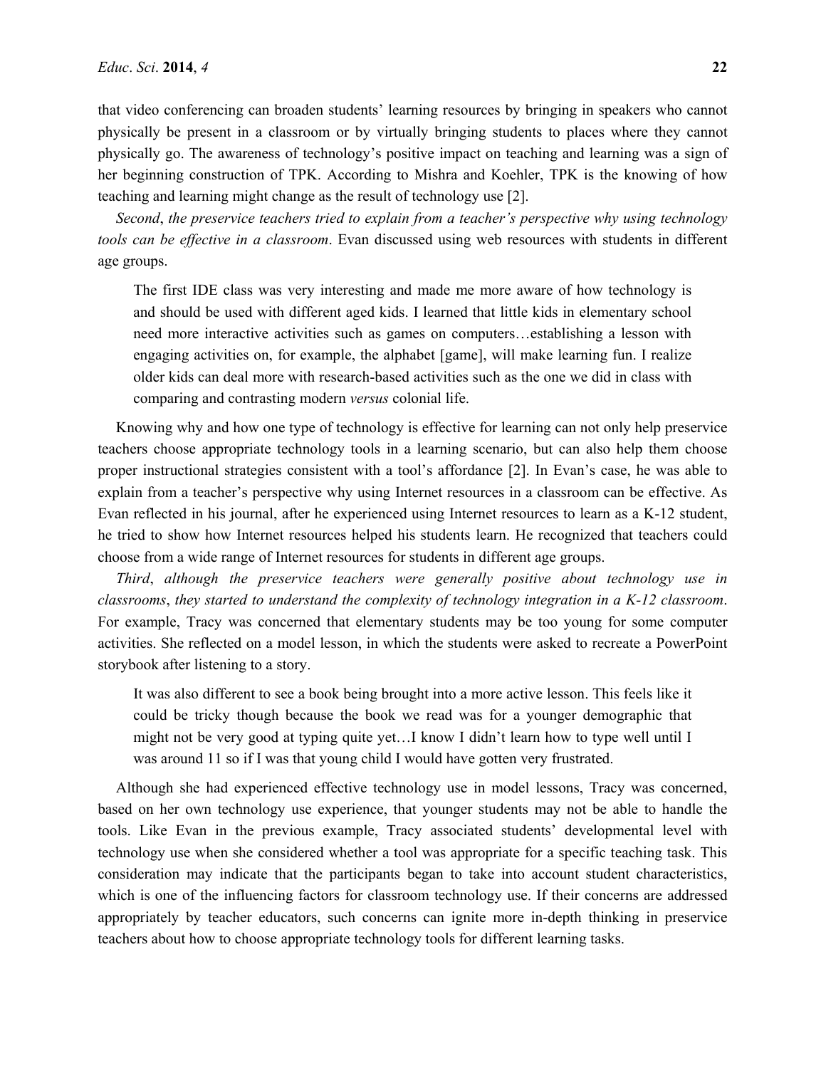that video conferencing can broaden students' learning resources by bringing in speakers who cannot physically be present in a classroom or by virtually bringing students to places where they cannot physically go. The awareness of technology's positive impact on teaching and learning was a sign of her beginning construction of TPK. According to Mishra and Koehler, TPK is the knowing of how teaching and learning might change as the result of technology use [2].

*Second*, *the preservice teachers tried to explain from a teacher's perspective why using technology tools can be effective in a classroom*. Evan discussed using web resources with students in different age groups.

> The first IDE class was very interesting and made me more aware of how technology is and should be used with different aged kids. I learned that little kids in elementary school need more interactive activities such as games on computers…establishing a lesson with engaging activities on, for example, the alphabet [game], will make learning fun. I realize older kids can deal more with research-based activities such as the one we did in class with comparing and contrasting modern *versus* colonial life.

Knowing why and how one type of technology is effective for learning can not only help preservice teachers choose appropriate technology tools in a learning scenario, but can also help them choose proper instructional strategies consistent with a tool's affordance [2]. In Evan's case, he was able to explain from a teacher's perspective why using Internet resources in a classroom can be effective. As Evan reflected in his journal, after he experienced using Internet resources to learn as a K-12 student, he tried to show how Internet resources helped his students learn. He recognized that teachers could choose from a wide range of Internet resources for students in different age groups.

*Third*, *although the preservice teachers were generally positive about technology use in classrooms*, *they started to understand the complexity of technology integration in a K-12 classroom*. For example, Tracy was concerned that elementary students may be too young for some computer activities. She reflected on a model lesson, in which the students were asked to recreate a PowerPoint storybook after listening to a story.

> It was also different to see a book being brought into a more active lesson. This feels like it could be tricky though because the book we read was for a younger demographic that might not be very good at typing quite yet…I know I didn't learn how to type well until I was around 11 so if I was that young child I would have gotten very frustrated.

Although she had experienced effective technology use in model lessons, Tracy was concerned, based on her own technology use experience, that younger students may not be able to handle the tools. Like Evan in the previous example, Tracy associated students' developmental level with technology use when she considered whether a tool was appropriate for a specific teaching task. This consideration may indicate that the participants began to take into account student characteristics, which is one of the influencing factors for classroom technology use. If their concerns are addressed appropriately by teacher educators, such concerns can ignite more in-depth thinking in preservice teachers about how to choose appropriate technology tools for different learning tasks.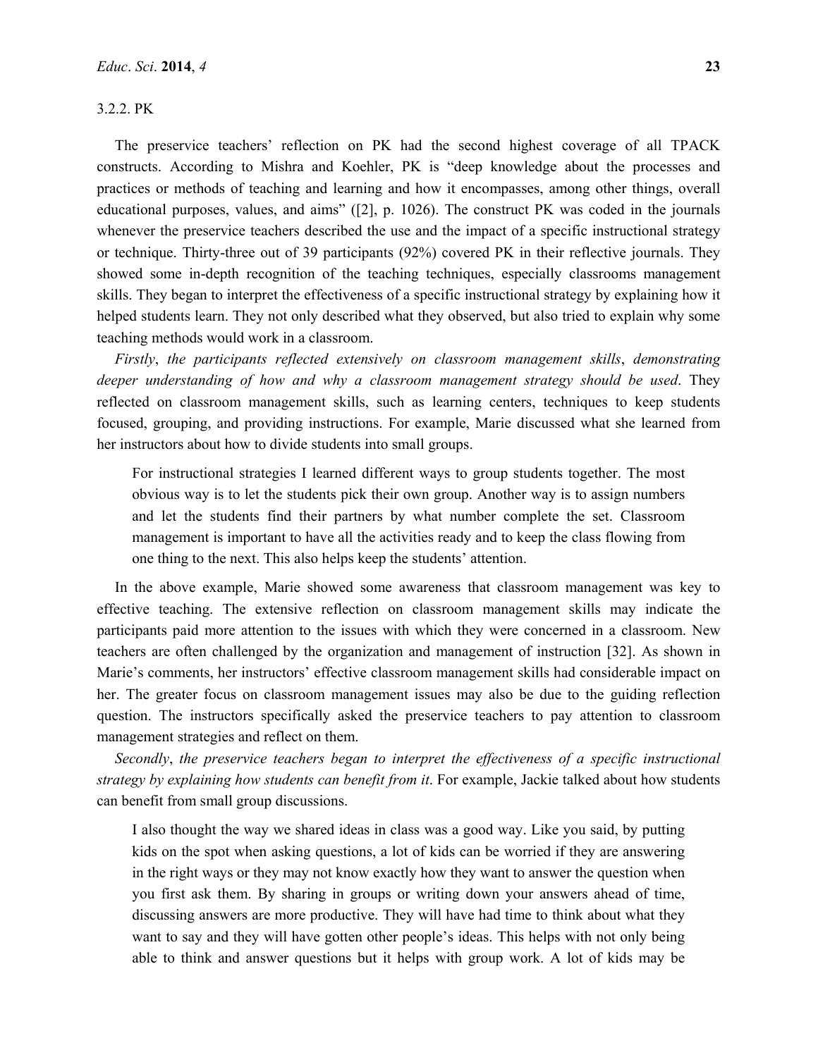#### 3.2.2. PK

The preservice teachers' reflection on PK had the second highest coverage of all TPACK constructs. According to Mishra and Koehler, PK is "deep knowledge about the processes and practices or methods of teaching and learning and how it encompasses, among other things, overall educational purposes, values, and aims" ([2], p. 1026). The construct PK was coded in the journals whenever the preservice teachers described the use and the impact of a specific instructional strategy or technique. Thirty-three out of 39 participants (92%) covered PK in their reflective journals. They showed some in-depth recognition of the teaching techniques, especially classrooms management skills. They began to interpret the effectiveness of a specific instructional strategy by explaining how it helped students learn. They not only described what they observed, but also tried to explain why some teaching methods would work in a classroom.

*Firstly*, *the participants reflected extensively on classroom management skills*, *demonstrating deeper understanding of how and why a classroom management strategy should be used*. They reflected on classroom management skills, such as learning centers, techniques to keep students focused, grouping, and providing instructions. For example, Marie discussed what she learned from her instructors about how to divide students into small groups.

> For instructional strategies I learned different ways to group students together. The most obvious way is to let the students pick their own group. Another way is to assign numbers and let the students find their partners by what number complete the set. Classroom management is important to have all the activities ready and to keep the class flowing from one thing to the next. This also helps keep the students' attention.

In the above example, Marie showed some awareness that classroom management was key to effective teaching. The extensive reflection on classroom management skills may indicate the participants paid more attention to the issues with which they were concerned in a classroom. New teachers are often challenged by the organization and management of instruction [32]. As shown in Marie's comments, her instructors' effective classroom management skills had considerable impact on her. The greater focus on classroom management issues may also be due to the guiding reflection question. The instructors specifically asked the preservice teachers to pay attention to classroom management strategies and reflect on them.

*Secondly*, *the preservice teachers began to interpret the effectiveness of a specific instructional strategy by explaining how students can benefit from it*. For example, Jackie talked about how students can benefit from small group discussions.

> I also thought the way we shared ideas in class was a good way. Like you said, by putting kids on the spot when asking questions, a lot of kids can be worried if they are answering in the right ways or they may not know exactly how they want to answer the question when you first ask them. By sharing in groups or writing down your answers ahead of time, discussing answers are more productive. They will have had time to think about what they want to say and they will have gotten other people's ideas. This helps with not only being able to think and answer questions but it helps with group work. A lot of kids may be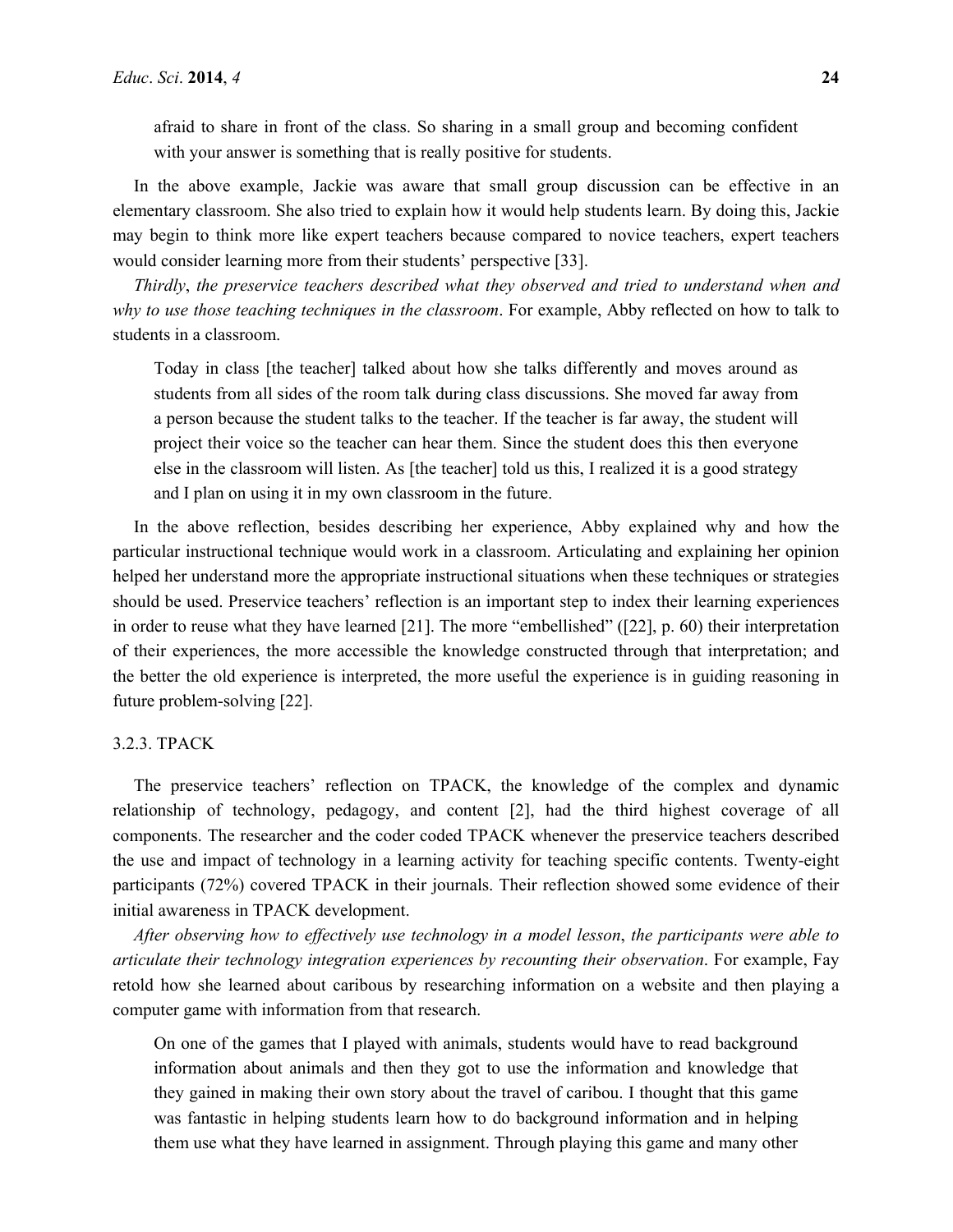> afraid to share in front of the class. So sharing in a small group and becoming confident with your answer is something that is really positive for students.

In the above example, Jackie was aware that small group discussion can be effective in an elementary classroom. She also tried to explain how it would help students learn. By doing this, Jackie may begin to think more like expert teachers because compared to novice teachers, expert teachers would consider learning more from their students' perspective [33].

*Thirdly*, *the preservice teachers described what they observed and tried to understand when and why to use those teaching techniques in the classroom*. For example, Abby reflected on how to talk to students in a classroom.

> Today in class [the teacher] talked about how she talks differently and moves around as students from all sides of the room talk during class discussions. She moved far away from a person because the student talks to the teacher. If the teacher is far away, the student will project their voice so the teacher can hear them. Since the student does this then everyone else in the classroom will listen. As [the teacher] told us this, I realized it is a good strategy and I plan on using it in my own classroom in the future.

In the above reflection, besides describing her experience, Abby explained why and how the particular instructional technique would work in a classroom. Articulating and explaining her opinion helped her understand more the appropriate instructional situations when these techniques or strategies should be used. Preservice teachers' reflection is an important step to index their learning experiences in order to reuse what they have learned [21]. The more "embellished" ([22], p. 60) their interpretation of their experiences, the more accessible the knowledge constructed through that interpretation; and the better the old experience is interpreted, the more useful the experience is in guiding reasoning in future problem-solving [22].

#### 3.2.3. TPACK

The preservice teachers' reflection on TPACK, the knowledge of the complex and dynamic relationship of technology, pedagogy, and content [2], had the third highest coverage of all components. The researcher and the coder coded TPACK whenever the preservice teachers described the use and impact of technology in a learning activity for teaching specific contents. Twenty-eight participants (72%) covered TPACK in their journals. Their reflection showed some evidence of their initial awareness in TPACK development.

*After observing how to effectively use technology in a model lesson*, *the participants were able to articulate their technology integration experiences by recounting their observation*. For example, Fay retold how she learned about caribous by researching information on a website and then playing a computer game with information from that research.

> On one of the games that I played with animals, students would have to read background information about animals and then they got to use the information and knowledge that they gained in making their own story about the travel of caribou. I thought that this game was fantastic in helping students learn how to do background information and in helping them use what they have learned in assignment. Through playing this game and many other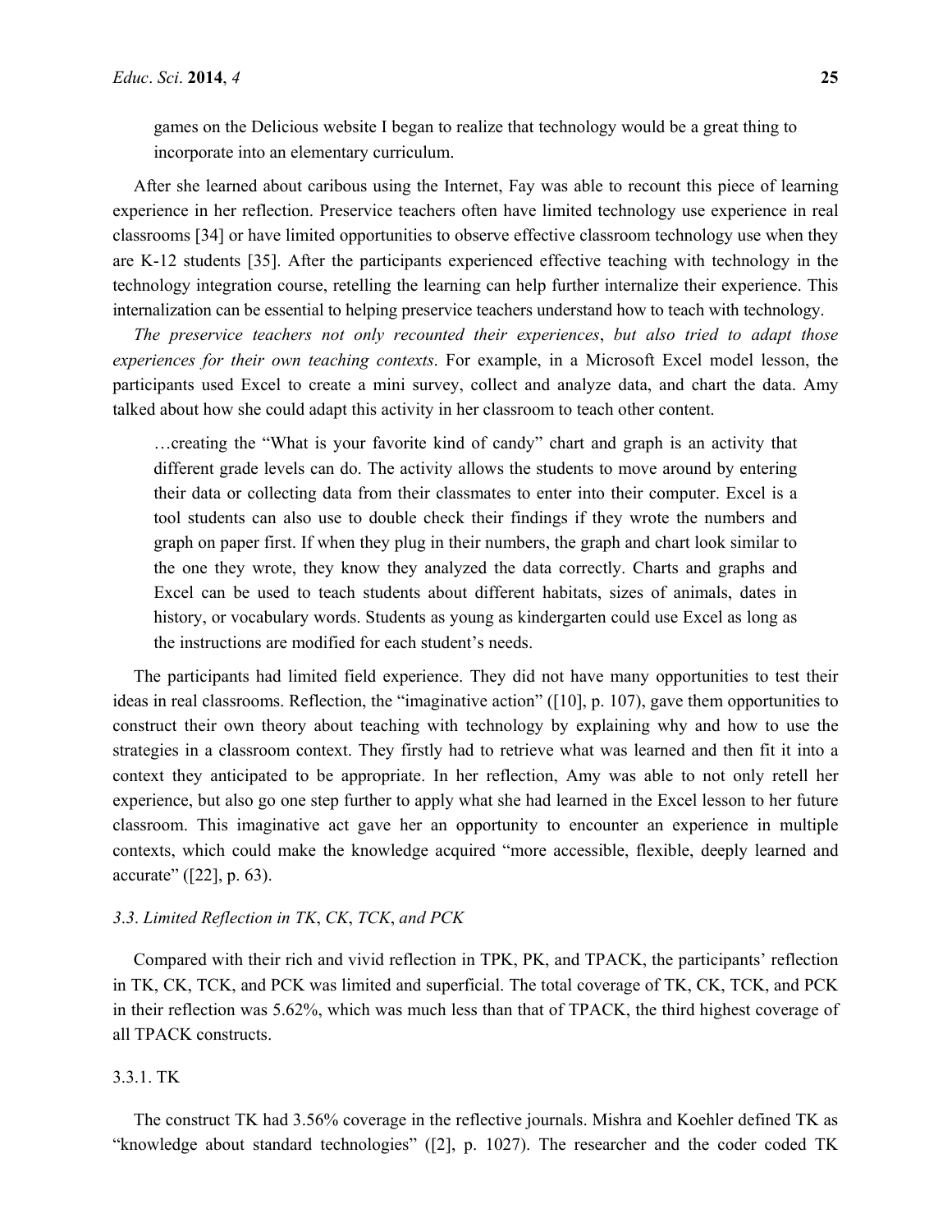> games on the Delicious website I began to realize that technology would be a great thing to incorporate into an elementary curriculum.

After she learned about caribous using the Internet, Fay was able to recount this piece of learning experience in her reflection. Preservice teachers often have limited technology use experience in real classrooms [34] or have limited opportunities to observe effective classroom technology use when they are K-12 students [35]. After the participants experienced effective teaching with technology in the technology integration course, retelling the learning can help further internalize their experience. This internalization can be essential to helping preservice teachers understand how to teach with technology.

*The preservice teachers not only recounted their experiences*, *but also tried to adapt those experiences for their own teaching contexts*. For example, in a Microsoft Excel model lesson, the participants used Excel to create a mini survey, collect and analyze data, and chart the data. Amy talked about how she could adapt this activity in her classroom to teach other content.

> …creating the "What is your favorite kind of candy" chart and graph is an activity that different grade levels can do. The activity allows the students to move around by entering their data or collecting data from their classmates to enter into their computer. Excel is a tool students can also use to double check their findings if they wrote the numbers and graph on paper first. If when they plug in their numbers, the graph and chart look similar to the one they wrote, they know they analyzed the data correctly. Charts and graphs and Excel can be used to teach students about different habitats, sizes of animals, dates in history, or vocabulary words. Students as young as kindergarten could use Excel as long as the instructions are modified for each student's needs.

The participants had limited field experience. They did not have many opportunities to test their ideas in real classrooms. Reflection, the "imaginative action" ([10], p. 107), gave them opportunities to construct their own theory about teaching with technology by explaining why and how to use the strategies in a classroom context. They firstly had to retrieve what was learned and then fit it into a context they anticipated to be appropriate. In her reflection, Amy was able to not only retell her experience, but also go one step further to apply what she had learned in the Excel lesson to her future classroom. This imaginative act gave her an opportunity to encounter an experience in multiple contexts, which could make the knowledge acquired "more accessible, flexible, deeply learned and accurate" ([22], p. 63).

### *3.3. Limited Reflection in TK*, *CK*, *TCK*, *and PCK*

Compared with their rich and vivid reflection in TPK, PK, and TPACK, the participants' reflection in TK, CK, TCK, and PCK was limited and superficial. The total coverage of TK, CK, TCK, and PCK in their reflection was 5.62%, which was much less than that of TPACK, the third highest coverage of all TPACK constructs.

#### 3.3.1. TK

The construct TK had 3.56% coverage in the reflective journals. Mishra and Koehler defined TK as "knowledge about standard technologies" ([2], p. 1027). The researcher and the coder coded TK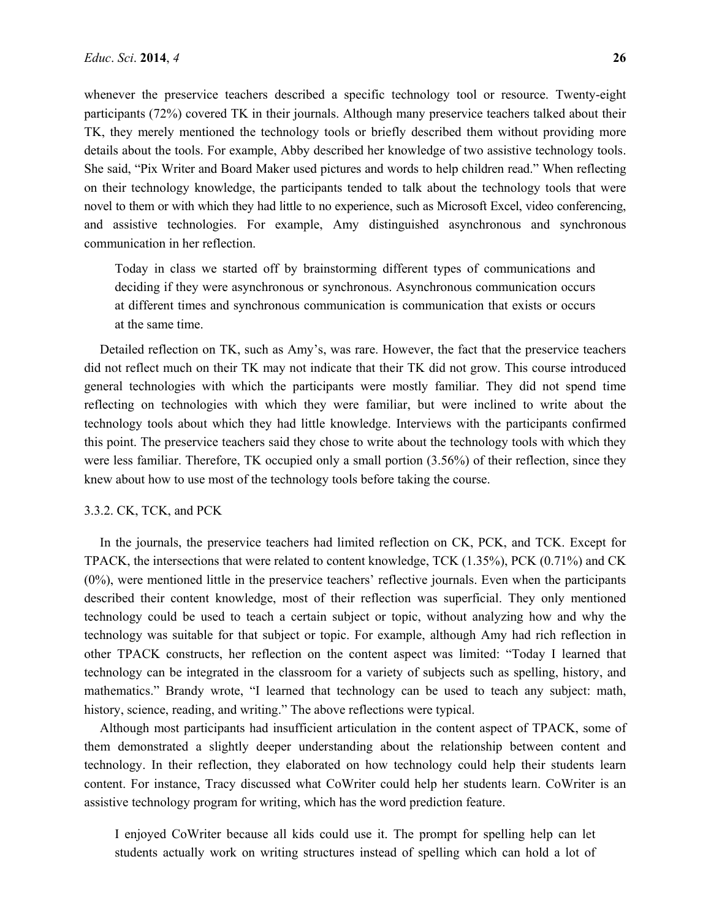whenever the preservice teachers described a specific technology tool or resource. Twenty-eight participants (72%) covered TK in their journals. Although many preservice teachers talked about their TK, they merely mentioned the technology tools or briefly described them without providing more details about the tools. For example, Abby described her knowledge of two assistive technology tools. She said, "Pix Writer and Board Maker used pictures and words to help children read." When reflecting on their technology knowledge, the participants tended to talk about the technology tools that were novel to them or with which they had little to no experience, such as Microsoft Excel, video conferencing, and assistive technologies. For example, Amy distinguished asynchronous and synchronous communication in her reflection.

> Today in class we started off by brainstorming different types of communications and deciding if they were asynchronous or synchronous. Asynchronous communication occurs at different times and synchronous communication is communication that exists or occurs at the same time.

Detailed reflection on TK, such as Amy's, was rare. However, the fact that the preservice teachers did not reflect much on their TK may not indicate that their TK did not grow. This course introduced general technologies with which the participants were mostly familiar. They did not spend time reflecting on technologies with which they were familiar, but were inclined to write about the technology tools about which they had little knowledge. Interviews with the participants confirmed this point. The preservice teachers said they chose to write about the technology tools with which they were less familiar. Therefore, TK occupied only a small portion (3.56%) of their reflection, since they knew about how to use most of the technology tools before taking the course.

#### 3.3.2. CK, TCK, and PCK

In the journals, the preservice teachers had limited reflection on CK, PCK, and TCK. Except for TPACK, the intersections that were related to content knowledge, TCK (1.35%), PCK (0.71%) and CK (0%), were mentioned little in the preservice teachers' reflective journals. Even when the participants described their content knowledge, most of their reflection was superficial. They only mentioned technology could be used to teach a certain subject or topic, without analyzing how and why the technology was suitable for that subject or topic. For example, although Amy had rich reflection in other TPACK constructs, her reflection on the content aspect was limited: "Today I learned that technology can be integrated in the classroom for a variety of subjects such as spelling, history, and mathematics." Brandy wrote, "I learned that technology can be used to teach any subject: math, history, science, reading, and writing." The above reflections were typical.

Although most participants had insufficient articulation in the content aspect of TPACK, some of them demonstrated a slightly deeper understanding about the relationship between content and technology. In their reflection, they elaborated on how technology could help their students learn content. For instance, Tracy discussed what CoWriter could help her students learn. CoWriter is an assistive technology program for writing, which has the word prediction feature.

> I enjoyed CoWriter because all kids could use it. The prompt for spelling help can let students actually work on writing structures instead of spelling which can hold a lot of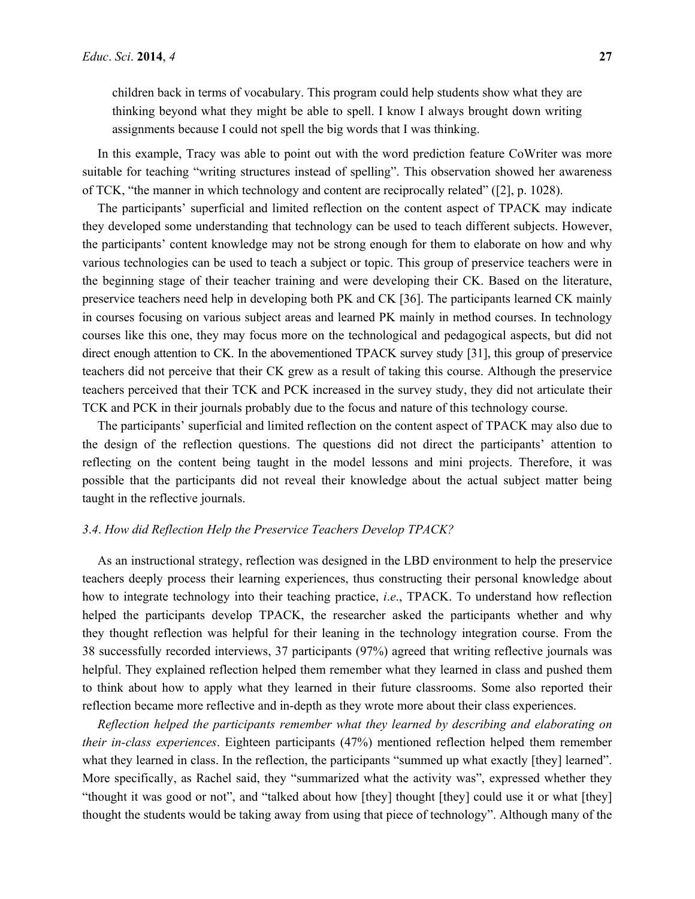> children back in terms of vocabulary. This program could help students show what they are thinking beyond what they might be able to spell. I know I always brought down writing assignments because I could not spell the big words that I was thinking.

In this example, Tracy was able to point out with the word prediction feature CoWriter was more suitable for teaching "writing structures instead of spelling". This observation showed her awareness of TCK, "the manner in which technology and content are reciprocally related" ([2], p. 1028).

The participants' superficial and limited reflection on the content aspect of TPACK may indicate they developed some understanding that technology can be used to teach different subjects. However, the participants' content knowledge may not be strong enough for them to elaborate on how and why various technologies can be used to teach a subject or topic. This group of preservice teachers were in the beginning stage of their teacher training and were developing their CK. Based on the literature, preservice teachers need help in developing both PK and CK [36]. The participants learned CK mainly in courses focusing on various subject areas and learned PK mainly in method courses. In technology courses like this one, they may focus more on the technological and pedagogical aspects, but did not direct enough attention to CK. In the abovementioned TPACK survey study [31], this group of preservice teachers did not perceive that their CK grew as a result of taking this course. Although the preservice teachers perceived that their TCK and PCK increased in the survey study, they did not articulate their TCK and PCK in their journals probably due to the focus and nature of this technology course.

The participants' superficial and limited reflection on the content aspect of TPACK may also due to the design of the reflection questions. The questions did not direct the participants' attention to reflecting on the content being taught in the model lessons and mini projects. Therefore, it was possible that the participants did not reveal their knowledge about the actual subject matter being taught in the reflective journals.

### *3.4. How did Reflection Help the Preservice Teachers Develop TPACK?*

As an instructional strategy, reflection was designed in the LBD environment to help the preservice teachers deeply process their learning experiences, thus constructing their personal knowledge about how to integrate technology into their teaching practice, *i.e.*, TPACK. To understand how reflection helped the participants develop TPACK, the researcher asked the participants whether and why they thought reflection was helpful for their leaning in the technology integration course. From the 38 successfully recorded interviews, 37 participants (97%) agreed that writing reflective journals was helpful. They explained reflection helped them remember what they learned in class and pushed them to think about how to apply what they learned in their future classrooms. Some also reported their reflection became more reflective and in-depth as they wrote more about their class experiences.

*Reflection helped the participants remember what they learned by describing and elaborating on their in-class experiences*. Eighteen participants (47%) mentioned reflection helped them remember what they learned in class. In the reflection, the participants "summed up what exactly [they] learned". More specifically, as Rachel said, they "summarized what the activity was", expressed whether they "thought it was good or not", and "talked about how [they] thought [they] could use it or what [they] thought the students would be taking away from using that piece of technology". Although many of the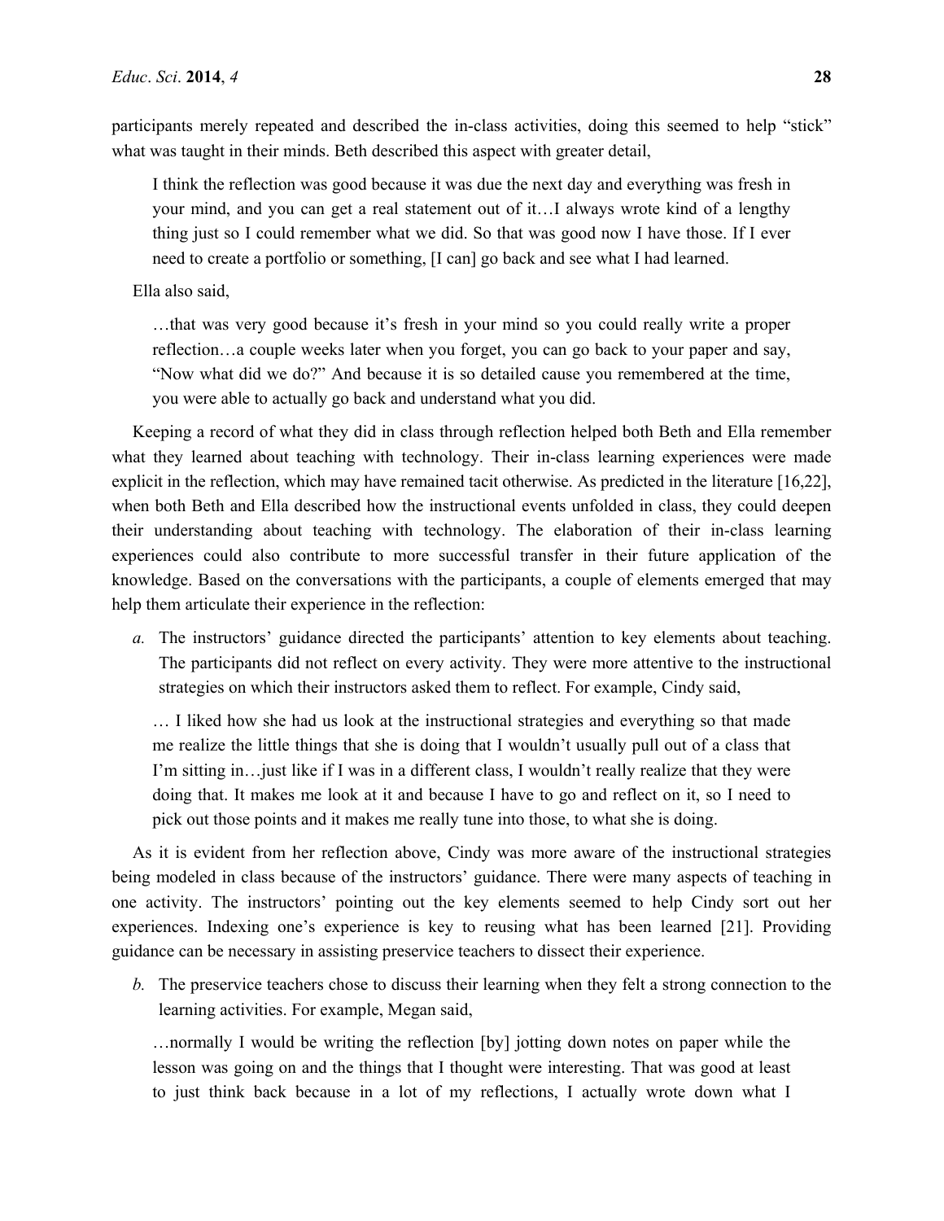participants merely repeated and described the in-class activities, doing this seemed to help "stick" what was taught in their minds. Beth described this aspect with greater detail,

> I think the reflection was good because it was due the next day and everything was fresh in your mind, and you can get a real statement out of it…I always wrote kind of a lengthy thing just so I could remember what we did. So that was good now I have those. If I ever need to create a portfolio or something, [I can] go back and see what I had learned.

Ella also said,

> …that was very good because it's fresh in your mind so you could really write a proper reflection…a couple weeks later when you forget, you can go back to your paper and say, "Now what did we do?" And because it is so detailed cause you remembered at the time, you were able to actually go back and understand what you did.

Keeping a record of what they did in class through reflection helped both Beth and Ella remember what they learned about teaching with technology. Their in-class learning experiences were made explicit in the reflection, which may have remained tacit otherwise. As predicted in the literature [16,22], when both Beth and Ella described how the instructional events unfolded in class, they could deepen their understanding about teaching with technology. The elaboration of their in-class learning experiences could also contribute to more successful transfer in their future application of the knowledge. Based on the conversations with the participants, a couple of elements emerged that may help them articulate their experience in the reflection:

*a.* The instructors' guidance directed the participants' attention to key elements about teaching. The participants did not reflect on every activity. They were more attentive to the instructional strategies on which their instructors asked them to reflect. For example, Cindy said,

> … I liked how she had us look at the instructional strategies and everything so that made me realize the little things that she is doing that I wouldn't usually pull out of a class that I'm sitting in…just like if I was in a different class, I wouldn't really realize that they were doing that. It makes me look at it and because I have to go and reflect on it, so I need to pick out those points and it makes me really tune into those, to what she is doing.

As it is evident from her reflection above, Cindy was more aware of the instructional strategies being modeled in class because of the instructors' guidance. There were many aspects of teaching in one activity. The instructors' pointing out the key elements seemed to help Cindy sort out her experiences. Indexing one's experience is key to reusing what has been learned [21]. Providing guidance can be necessary in assisting preservice teachers to dissect their experience.

*b.* The preservice teachers chose to discuss their learning when they felt a strong connection to the learning activities. For example, Megan said,

> …normally I would be writing the reflection [by] jotting down notes on paper while the lesson was going on and the things that I thought were interesting. That was good at least to just think back because in a lot of my reflections, I actually wrote down what I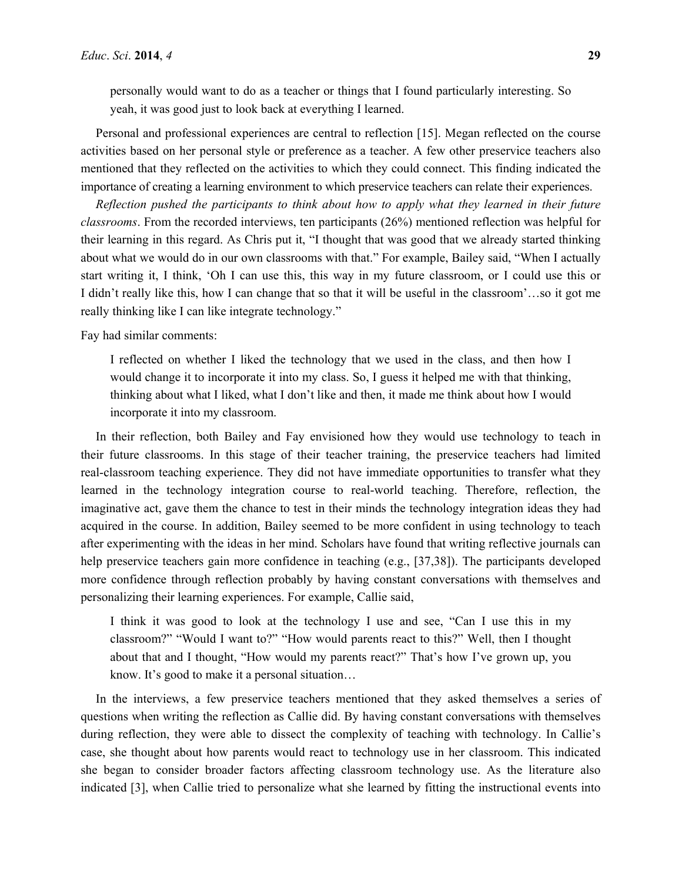> personally would want to do as a teacher or things that I found particularly interesting. So yeah, it was good just to look back at everything I learned.

Personal and professional experiences are central to reflection [15]. Megan reflected on the course activities based on her personal style or preference as a teacher. A few other preservice teachers also mentioned that they reflected on the activities to which they could connect. This finding indicated the importance of creating a learning environment to which preservice teachers can relate their experiences.

*Reflection pushed the participants to think about how to apply what they learned in their future classrooms*. From the recorded interviews, ten participants (26%) mentioned reflection was helpful for their learning in this regard. As Chris put it, "I thought that was good that we already started thinking about what we would do in our own classrooms with that." For example, Bailey said, "When I actually start writing it, I think, 'Oh I can use this, this way in my future classroom, or I could use this or I didn't really like this, how I can change that so that it will be useful in the classroom'…so it got me really thinking like I can like integrate technology."

Fay had similar comments:

> I reflected on whether I liked the technology that we used in the class, and then how I would change it to incorporate it into my class. So, I guess it helped me with that thinking, thinking about what I liked, what I don't like and then, it made me think about how I would incorporate it into my classroom.

In their reflection, both Bailey and Fay envisioned how they would use technology to teach in their future classrooms. In this stage of their teacher training, the preservice teachers had limited real-classroom teaching experience. They did not have immediate opportunities to transfer what they learned in the technology integration course to real-world teaching. Therefore, reflection, the imaginative act, gave them the chance to test in their minds the technology integration ideas they had acquired in the course. In addition, Bailey seemed to be more confident in using technology to teach after experimenting with the ideas in her mind. Scholars have found that writing reflective journals can help preservice teachers gain more confidence in teaching (e.g., [37,38]). The participants developed more confidence through reflection probably by having constant conversations with themselves and personalizing their learning experiences. For example, Callie said,

> I think it was good to look at the technology I use and see, "Can I use this in my classroom?" "Would I want to?" "How would parents react to this?" Well, then I thought about that and I thought, "How would my parents react?" That's how I've grown up, you know. It's good to make it a personal situation…

In the interviews, a few preservice teachers mentioned that they asked themselves a series of questions when writing the reflection as Callie did. By having constant conversations with themselves during reflection, they were able to dissect the complexity of teaching with technology. In Callie's case, she thought about how parents would react to technology use in her classroom. This indicated she began to consider broader factors affecting classroom technology use. As the literature also indicated [3], when Callie tried to personalize what she learned by fitting the instructional events into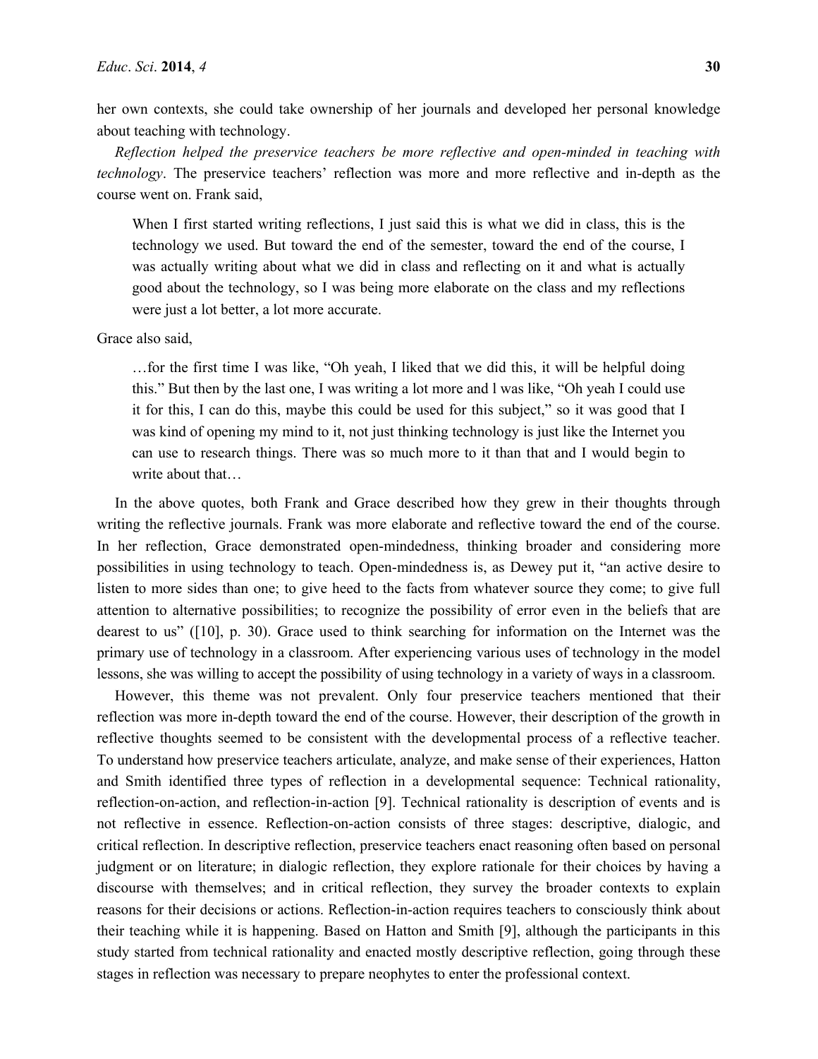her own contexts, she could take ownership of her journals and developed her personal knowledge about teaching with technology.

*Reflection helped the preservice teachers be more reflective and open-minded in teaching with technology*. The preservice teachers' reflection was more and more reflective and in-depth as the course went on. Frank said,

> When I first started writing reflections, I just said this is what we did in class, this is the technology we used. But toward the end of the semester, toward the end of the course, I was actually writing about what we did in class and reflecting on it and what is actually good about the technology, so I was being more elaborate on the class and my reflections were just a lot better, a lot more accurate.

Grace also said,

> …for the first time I was like, "Oh yeah, I liked that we did this, it will be helpful doing this." But then by the last one, I was writing a lot more and l was like, "Oh yeah I could use it for this, I can do this, maybe this could be used for this subject," so it was good that I was kind of opening my mind to it, not just thinking technology is just like the Internet you can use to research things. There was so much more to it than that and I would begin to write about that…

In the above quotes, both Frank and Grace described how they grew in their thoughts through writing the reflective journals. Frank was more elaborate and reflective toward the end of the course. In her reflection, Grace demonstrated open-mindedness, thinking broader and considering more possibilities in using technology to teach. Open-mindedness is, as Dewey put it, "an active desire to listen to more sides than one; to give heed to the facts from whatever source they come; to give full attention to alternative possibilities; to recognize the possibility of error even in the beliefs that are dearest to us" ([10], p. 30). Grace used to think searching for information on the Internet was the primary use of technology in a classroom. After experiencing various uses of technology in the model lessons, she was willing to accept the possibility of using technology in a variety of ways in a classroom.

However, this theme was not prevalent. Only four preservice teachers mentioned that their reflection was more in-depth toward the end of the course. However, their description of the growth in reflective thoughts seemed to be consistent with the developmental process of a reflective teacher. To understand how preservice teachers articulate, analyze, and make sense of their experiences, Hatton and Smith identified three types of reflection in a developmental sequence: Technical rationality, reflection-on-action, and reflection-in-action [9]. Technical rationality is description of events and is not reflective in essence. Reflection-on-action consists of three stages: descriptive, dialogic, and critical reflection. In descriptive reflection, preservice teachers enact reasoning often based on personal judgment or on literature; in dialogic reflection, they explore rationale for their choices by having a discourse with themselves; and in critical reflection, they survey the broader contexts to explain reasons for their decisions or actions. Reflection-in-action requires teachers to consciously think about their teaching while it is happening. Based on Hatton and Smith [9], although the participants in this study started from technical rationality and enacted mostly descriptive reflection, going through these stages in reflection was necessary to prepare neophytes to enter the professional context.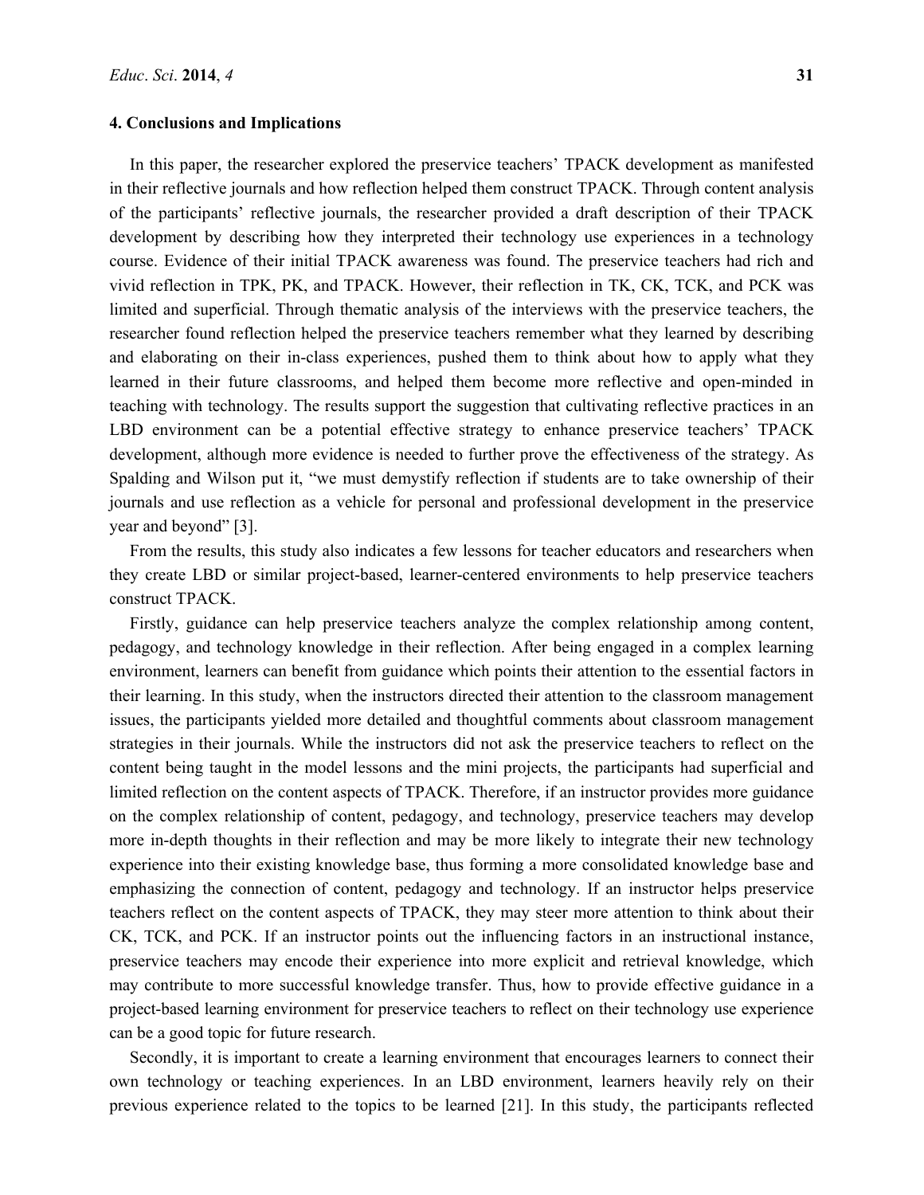## 4. Conclusions and Implications

In this paper, the researcher explored the preservice teachers' TPACK development as manifested in their reflective journals and how reflection helped them construct TPACK. Through content analysis of the participants' reflective journals, the researcher provided a draft description of their TPACK development by describing how they interpreted their technology use experiences in a technology course. Evidence of their initial TPACK awareness was found. The preservice teachers had rich and vivid reflection in TPK, PK, and TPACK. However, their reflection in TK, CK, TCK, and PCK was limited and superficial. Through thematic analysis of the interviews with the preservice teachers, the researcher found reflection helped the preservice teachers remember what they learned by describing and elaborating on their in-class experiences, pushed them to think about how to apply what they learned in their future classrooms, and helped them become more reflective and open-minded in teaching with technology. The results support the suggestion that cultivating reflective practices in an LBD environment can be a potential effective strategy to enhance preservice teachers' TPACK development, although more evidence is needed to further prove the effectiveness of the strategy. As Spalding and Wilson put it, "we must demystify reflection if students are to take ownership of their journals and use reflection as a vehicle for personal and professional development in the preservice year and beyond" [3].

From the results, this study also indicates a few lessons for teacher educators and researchers when they create LBD or similar project-based, learner-centered environments to help preservice teachers construct TPACK.

Firstly, guidance can help preservice teachers analyze the complex relationship among content, pedagogy, and technology knowledge in their reflection. After being engaged in a complex learning environment, learners can benefit from guidance which points their attention to the essential factors in their learning. In this study, when the instructors directed their attention to the classroom management issues, the participants yielded more detailed and thoughtful comments about classroom management strategies in their journals. While the instructors did not ask the preservice teachers to reflect on the content being taught in the model lessons and the mini projects, the participants had superficial and limited reflection on the content aspects of TPACK. Therefore, if an instructor provides more guidance on the complex relationship of content, pedagogy, and technology, preservice teachers may develop more in-depth thoughts in their reflection and may be more likely to integrate their new technology experience into their existing knowledge base, thus forming a more consolidated knowledge base and emphasizing the connection of content, pedagogy and technology. If an instructor helps preservice teachers reflect on the content aspects of TPACK, they may steer more attention to think about their CK, TCK, and PCK. If an instructor points out the influencing factors in an instructional instance, preservice teachers may encode their experience into more explicit and retrieval knowledge, which may contribute to more successful knowledge transfer. Thus, how to provide effective guidance in a project-based learning environment for preservice teachers to reflect on their technology use experience can be a good topic for future research.

Secondly, it is important to create a learning environment that encourages learners to connect their own technology or teaching experiences. In an LBD environment, learners heavily rely on their previous experience related to the topics to be learned [21]. In this study, the participants reflected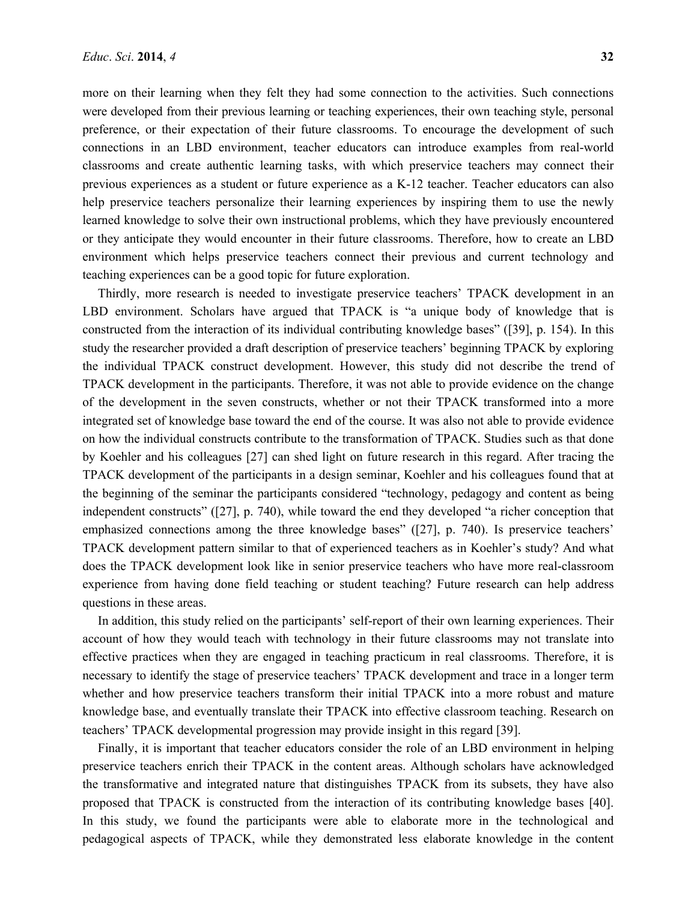more on their learning when they felt they had some connection to the activities. Such connections were developed from their previous learning or teaching experiences, their own teaching style, personal preference, or their expectation of their future classrooms. To encourage the development of such connections in an LBD environment, teacher educators can introduce examples from real-world classrooms and create authentic learning tasks, with which preservice teachers may connect their previous experiences as a student or future experience as a K-12 teacher. Teacher educators can also help preservice teachers personalize their learning experiences by inspiring them to use the newly learned knowledge to solve their own instructional problems, which they have previously encountered or they anticipate they would encounter in their future classrooms. Therefore, how to create an LBD environment which helps preservice teachers connect their previous and current technology and teaching experiences can be a good topic for future exploration.

Thirdly, more research is needed to investigate preservice teachers' TPACK development in an LBD environment. Scholars have argued that TPACK is "a unique body of knowledge that is constructed from the interaction of its individual contributing knowledge bases" ([39], p. 154). In this study the researcher provided a draft description of preservice teachers' beginning TPACK by exploring the individual TPACK construct development. However, this study did not describe the trend of TPACK development in the participants. Therefore, it was not able to provide evidence on the change of the development in the seven constructs, whether or not their TPACK transformed into a more integrated set of knowledge base toward the end of the course. It was also not able to provide evidence on how the individual constructs contribute to the transformation of TPACK. Studies such as that done by Koehler and his colleagues [27] can shed light on future research in this regard. After tracing the TPACK development of the participants in a design seminar, Koehler and his colleagues found that at the beginning of the seminar the participants considered "technology, pedagogy and content as being independent constructs" ([27], p. 740), while toward the end they developed "a richer conception that emphasized connections among the three knowledge bases" ([27], p. 740). Is preservice teachers' TPACK development pattern similar to that of experienced teachers as in Koehler's study? And what does the TPACK development look like in senior preservice teachers who have more real-classroom experience from having done field teaching or student teaching? Future research can help address questions in these areas.

In addition, this study relied on the participants' self-report of their own learning experiences. Their account of how they would teach with technology in their future classrooms may not translate into effective practices when they are engaged in teaching practicum in real classrooms. Therefore, it is necessary to identify the stage of preservice teachers' TPACK development and trace in a longer term whether and how preservice teachers transform their initial TPACK into a more robust and mature knowledge base, and eventually translate their TPACK into effective classroom teaching. Research on teachers' TPACK developmental progression may provide insight in this regard [39].

Finally, it is important that teacher educators consider the role of an LBD environment in helping preservice teachers enrich their TPACK in the content areas. Although scholars have acknowledged the transformative and integrated nature that distinguishes TPACK from its subsets, they have also proposed that TPACK is constructed from the interaction of its contributing knowledge bases [40]. In this study, we found the participants were able to elaborate more in the technological and pedagogical aspects of TPACK, while they demonstrated less elaborate knowledge in the content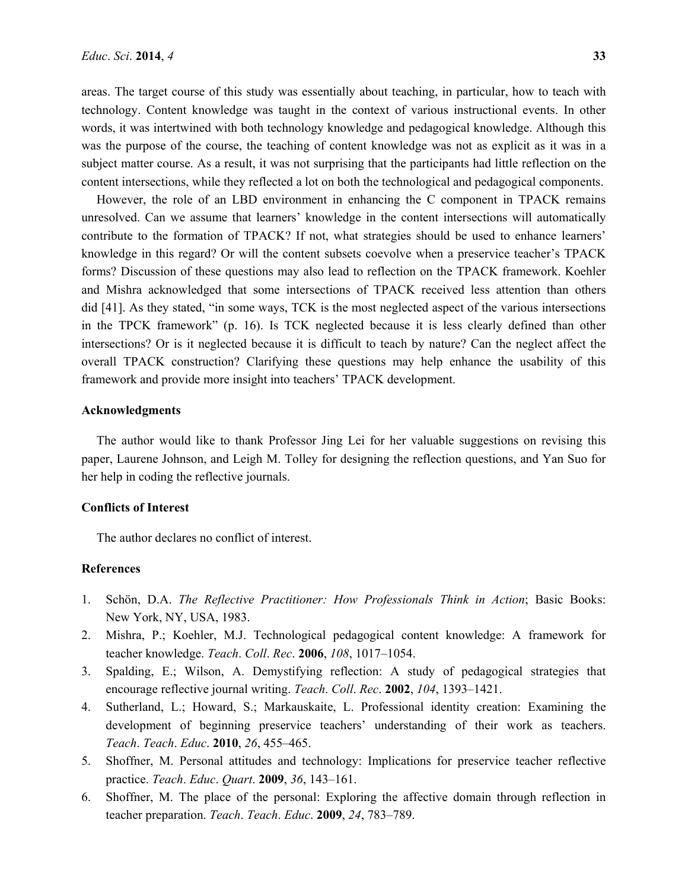areas. The target course of this study was essentially about teaching, in particular, how to teach with technology. Content knowledge was taught in the context of various instructional events. In other words, it was intertwined with both technology knowledge and pedagogical knowledge. Although this was the purpose of the course, the teaching of content knowledge was not as explicit as it was in a subject matter course. As a result, it was not surprising that the participants had little reflection on the content intersections, while they reflected a lot on both the technological and pedagogical components.

However, the role of an LBD environment in enhancing the C component in TPACK remains unresolved. Can we assume that learners' knowledge in the content intersections will automatically contribute to the formation of TPACK? If not, what strategies should be used to enhance learners' knowledge in this regard? Or will the content subsets coevolve when a preservice teacher's TPACK forms? Discussion of these questions may also lead to reflection on the TPACK framework. Koehler and Mishra acknowledged that some intersections of TPACK received less attention than others did [41]. As they stated, "in some ways, TCK is the most neglected aspect of the various intersections in the TPCK framework" (p. 16). Is TCK neglected because it is less clearly defined than other intersections? Or is it neglected because it is difficult to teach by nature? Can the neglect affect the overall TPACK construction? Clarifying these questions may help enhance the usability of this framework and provide more insight into teachers' TPACK development.

## Acknowledgments

The author would like to thank Professor Jing Lei for her valuable suggestions on revising this paper, Laurene Johnson, and Leigh M. Tolley for designing the reflection questions, and Yan Suo for her help in coding the reflective journals.

## Conflicts of Interest

The author declares no conflict of interest.

## References

1. Schön, D.A. *The Reflective Practitioner: How Professionals Think in Action*; Basic Books: New York, NY, USA, 1983.
2. Mishra, P.; Koehler, M.J. Technological pedagogical content knowledge: A framework for teacher knowledge. *Teach*. *Coll*. *Rec*. **2006**, *108*, 1017–1054.
3. Spalding, E.; Wilson, A. Demystifying reflection: A study of pedagogical strategies that encourage reflective journal writing. *Teach*. *Coll*. *Rec*. **2002**, *104*, 1393–1421.
4. Sutherland, L.; Howard, S.; Markauskaite, L. Professional identity creation: Examining the development of beginning preservice teachers' understanding of their work as teachers. *Teach*. *Teach*. *Educ*. **2010**, *26*, 455–465.
5. Shoffner, M. Personal attitudes and technology: Implications for preservice teacher reflective practice. *Teach*. *Educ*. *Quart*. **2009**, *36*, 143–161.
6. Shoffner, M. The place of the personal: Exploring the affective domain through reflection in teacher preparation. *Teach*. *Teach*. *Educ*. **2009**, *24*, 783–789.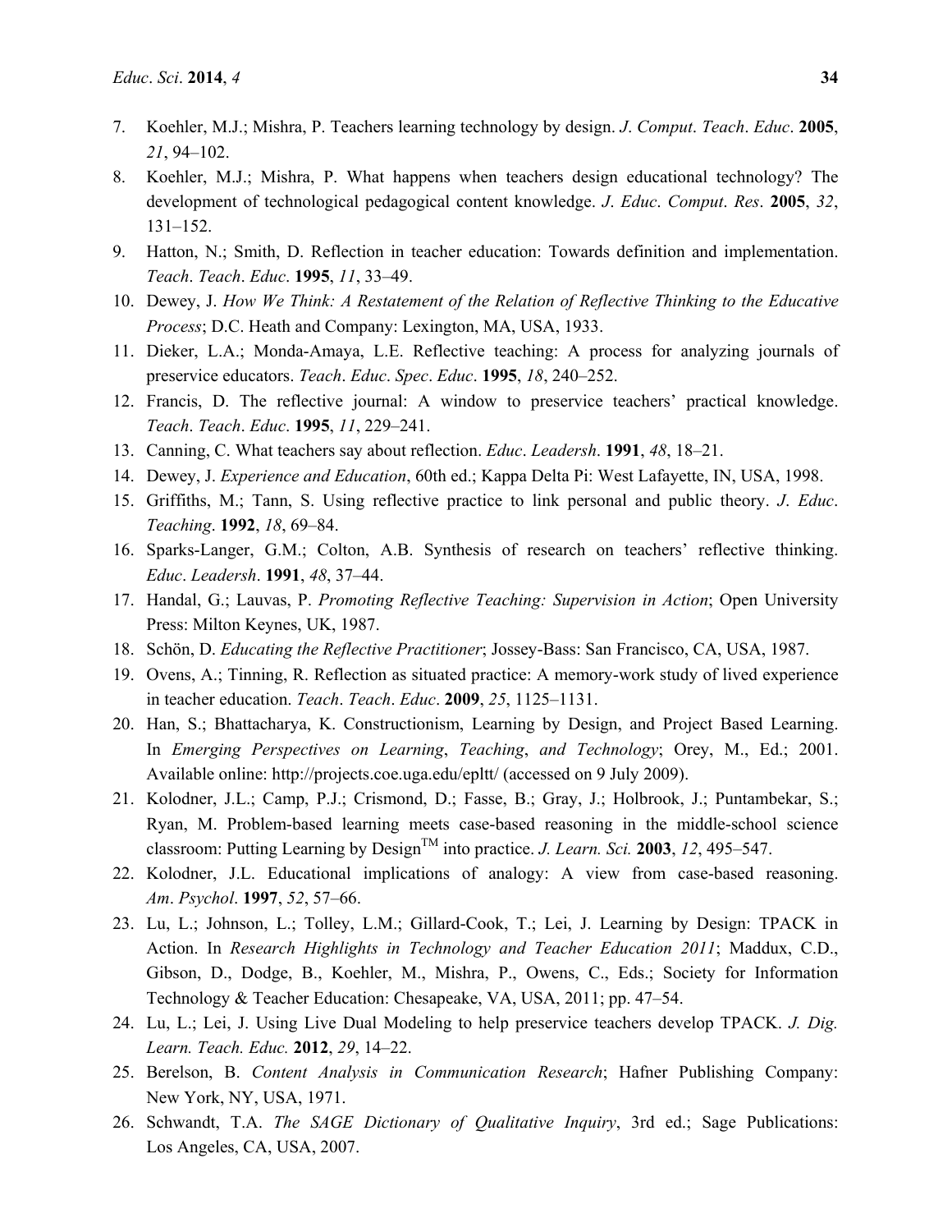7. Koehler, M.J.; Mishra, P. Teachers learning technology by design. *J*. *Comput*. *Teach*. *Educ*. **2005**, *21*, 94–102.
8. Koehler, M.J.; Mishra, P. What happens when teachers design educational technology? The development of technological pedagogical content knowledge. *J*. *Educ*. *Comput*. *Res*. **2005**, *32*, 131–152.
9. Hatton, N.; Smith, D. Reflection in teacher education: Towards definition and implementation. *Teach*. *Teach*. *Educ*. **1995**, *11*, 33–49.
10. Dewey, J. *How We Think: A Restatement of the Relation of Reflective Thinking to the Educative Process*; D.C. Heath and Company: Lexington, MA, USA, 1933.
11. Dieker, L.A.; Monda-Amaya, L.E. Reflective teaching: A process for analyzing journals of preservice educators. *Teach*. *Educ*. *Spec*. *Educ*. **1995**, *18*, 240–252.
12. Francis, D. The reflective journal: A window to preservice teachers' practical knowledge. *Teach*. *Teach*. *Educ*. **1995**, *11*, 229–241.
13. Canning, C. What teachers say about reflection. *Educ*. *Leadersh*. **1991**, *48*, 18–21.
14. Dewey, J. *Experience and Education*, 60th ed.; Kappa Delta Pi: West Lafayette, IN, USA, 1998.
15. Griffiths, M.; Tann, S. Using reflective practice to link personal and public theory. *J*. *Educ*. *Teaching*. **1992**, *18*, 69–84.
16. Sparks-Langer, G.M.; Colton, A.B. Synthesis of research on teachers' reflective thinking. *Educ*. *Leadersh*. **1991**, *48*, 37–44.
17. Handal, G.; Lauvas, P. *Promoting Reflective Teaching: Supervision in Action*; Open University Press: Milton Keynes, UK, 1987.
18. Schön, D. *Educating the Reflective Practitioner*; Jossey-Bass: San Francisco, CA, USA, 1987.
19. Ovens, A.; Tinning, R. Reflection as situated practice: A memory-work study of lived experience in teacher education. *Teach*. *Teach*. *Educ*. **2009**, *25*, 1125–1131.
20. Han, S.; Bhattacharya, K. Constructionism, Learning by Design, and Project Based Learning. In *Emerging Perspectives on Learning*, *Teaching*, *and Technology*; Orey, M., Ed.; 2001. Available online: http://projects.coe.uga.edu/epltt/ (accessed on 9 July 2009).
21. Kolodner, J.L.; Camp, P.J.; Crismond, D.; Fasse, B.; Gray, J.; Holbrook, J.; Puntambekar, S.; Ryan, M. Problem-based learning meets case-based reasoning in the middle-school science classroom: Putting Learning by Design$^{TM}$ into practice. *J. Learn. Sci.* **2003**, *12*, 495–547.
22. Kolodner, J.L. Educational implications of analogy: A view from case-based reasoning. *Am*. *Psychol*. **1997**, *52*, 57–66.
23. Lu, L.; Johnson, L.; Tolley, L.M.; Gillard-Cook, T.; Lei, J. Learning by Design: TPACK in Action. In *Research Highlights in Technology and Teacher Education 2011*; Maddux, C.D., Gibson, D., Dodge, B., Koehler, M., Mishra, P., Owens, C., Eds.; Society for Information Technology & Teacher Education: Chesapeake, VA, USA, 2011; pp. 47–54.
24. Lu, L.; Lei, J. Using Live Dual Modeling to help preservice teachers develop TPACK. *J. Dig. Learn. Teach. Educ.* **2012**, *29*, 14–22.
25. Berelson, B. *Content Analysis in Communication Research*; Hafner Publishing Company: New York, NY, USA, 1971.
26. Schwandt, T.A. *The SAGE Dictionary of Qualitative Inquiry*, 3rd ed.; Sage Publications: Los Angeles, CA, USA, 2007.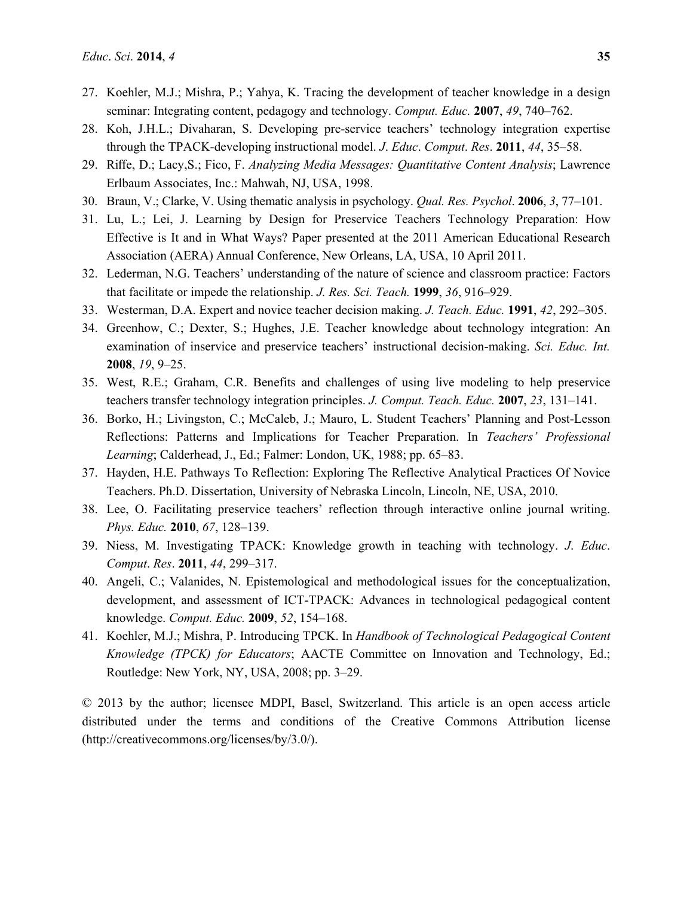27. Koehler, M.J.; Mishra, P.; Yahya, K. Tracing the development of teacher knowledge in a design seminar: Integrating content, pedagogy and technology. *Comput. Educ.* **2007**, *49*, 740–762.
28. Koh, J.H.L.; Divaharan, S. Developing pre-service teachers' technology integration expertise through the TPACK-developing instructional model. *J. Educ. Comput. Res.* **2011**, *44*, 35–58.
29. Riffe, D.; Lacy,S.; Fico, F. *Analyzing Media Messages: Quantitative Content Analysis*; Lawrence Erlbaum Associates, Inc.: Mahwah, NJ, USA, 1998.
30. Braun, V.; Clarke, V. Using thematic analysis in psychology. *Qual. Res. Psychol.* **2006**, *3*, 77–101.
31. Lu, L.; Lei, J. Learning by Design for Preservice Teachers Technology Preparation: How Effective is It and in What Ways? Paper presented at the 2011 American Educational Research Association (AERA) Annual Conference, New Orleans, LA, USA, 10 April 2011.
32. Lederman, N.G. Teachers' understanding of the nature of science and classroom practice: Factors that facilitate or impede the relationship. *J. Res. Sci. Teach.* **1999**, *36*, 916–929.
33. Westerman, D.A. Expert and novice teacher decision making. *J. Teach. Educ.* **1991**, *42*, 292–305.
34. Greenhow, C.; Dexter, S.; Hughes, J.E. Teacher knowledge about technology integration: An examination of inservice and preservice teachers' instructional decision-making. *Sci. Educ. Int.* **2008**, *19*, 9–25.
35. West, R.E.; Graham, C.R. Benefits and challenges of using live modeling to help preservice teachers transfer technology integration principles. *J. Comput. Teach. Educ.* **2007**, *23*, 131–141.
36. Borko, H.; Livingston, C.; McCaleb, J.; Mauro, L. Student Teachers' Planning and Post-Lesson Reflections: Patterns and Implications for Teacher Preparation. In *Teachers' Professional Learning*; Calderhead, J., Ed.; Falmer: London, UK, 1988; pp. 65–83.
37. Hayden, H.E. Pathways To Reflection: Exploring The Reflective Analytical Practices Of Novice Teachers. Ph.D. Dissertation, University of Nebraska Lincoln, Lincoln, NE, USA, 2010.
38. Lee, O. Facilitating preservice teachers' reflection through interactive online journal writing. *Phys. Educ.* **2010**, *67*, 128–139.
39. Niess, M. Investigating TPACK: Knowledge growth in teaching with technology. *J. Educ. Comput. Res.* **2011**, *44*, 299–317.
40. Angeli, C.; Valanides, N. Epistemological and methodological issues for the conceptualization, development, and assessment of ICT-TPACK: Advances in technological pedagogical content knowledge. *Comput. Educ.* **2009**, *52*, 154–168.
41. Koehler, M.J.; Mishra, P. Introducing TPCK. In *Handbook of Technological Pedagogical Content Knowledge (TPCK) for Educators*; AACTE Committee on Innovation and Technology, Ed.; Routledge: New York, NY, USA, 2008; pp. 3–29.

© 2013 by the author; licensee MDPI, Basel, Switzerland. This article is an open access article distributed under the terms and conditions of the Creative Commons Attribution license (http://creativecommons.org/licenses/by/3.0/).